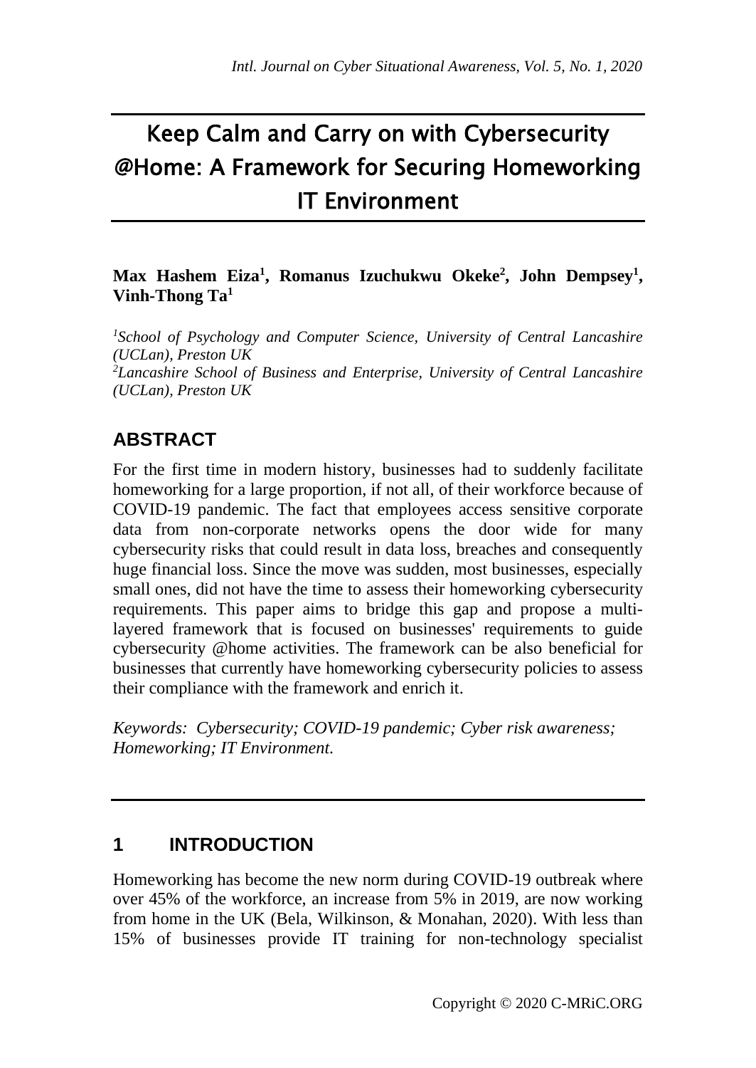# Keep Calm and Carry on with Cybersecurity @Home: A Framework for Securing Homeworking IT Environment

**Max Hashem Eiza[1], Romanus Izuchukwu Okeke[2], John Dempsey[1], Vinh-Thong Ta[1]**

*[1]School of Psychology and Computer Science, University of Central Lancashire (UCLan), Preston UK*
*[2]Lancashire School of Business and Enterprise, University of Central Lancashire (UCLan), Preston UK*

## ABSTRACT

For the first time in modern history, businesses had to suddenly facilitate homeworking for a large proportion, if not all, of their workforce because of COVID-19 pandemic. The fact that employees access sensitive corporate data from non-corporate networks opens the door wide for many cybersecurity risks that could result in data loss, breaches and consequently huge financial loss. Since the move was sudden, most businesses, especially small ones, did not have the time to assess their homeworking cybersecurity requirements. This paper aims to bridge this gap and propose a multi-layered framework that is focused on businesses' requirements to guide cybersecurity @home activities. The framework can be also beneficial for businesses that currently have homeworking cybersecurity policies to assess their compliance with the framework and enrich it.

*Keywords: Cybersecurity; COVID-19 pandemic; Cyber risk awareness; Homeworking; IT Environment.*

## 1 INTRODUCTION

Homeworking has become the new norm during COVID-19 outbreak where over 45% of the workforce, an increase from 5% in 2019, are now working from home in the UK (Bela, Wilkinson, & Monahan, 2020). With less than 15% of businesses provide IT training for non-technology specialist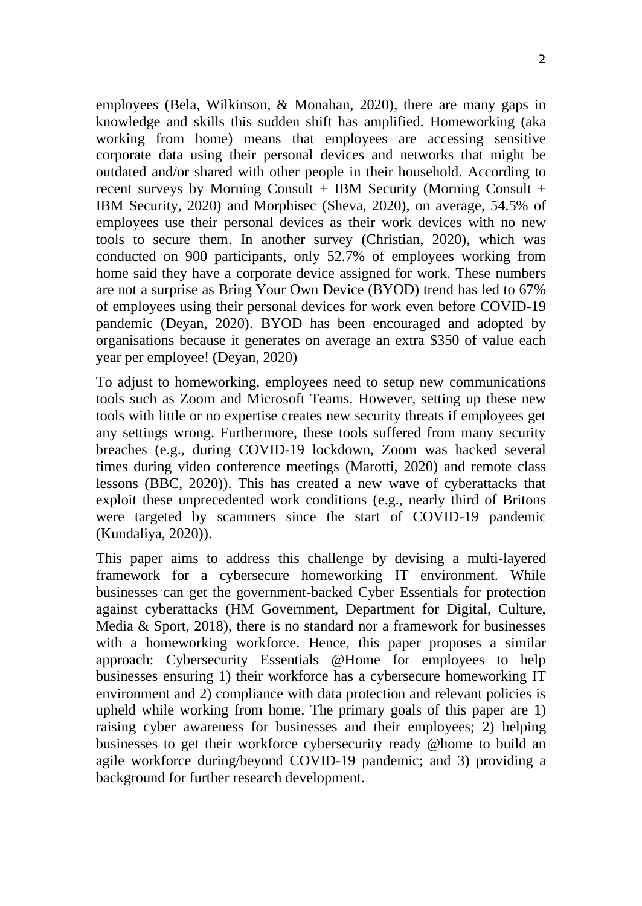employees (Bela, Wilkinson, & Monahan, 2020), there are many gaps in knowledge and skills this sudden shift has amplified. Homeworking (aka working from home) means that employees are accessing sensitive corporate data using their personal devices and networks that might be outdated and/or shared with other people in their household. According to recent surveys by Morning Consult + IBM Security (Morning Consult + IBM Security, 2020) and Morphisec (Sheva, 2020), on average, 54.5% of employees use their personal devices as their work devices with no new tools to secure them. In another survey (Christian, 2020), which was conducted on 900 participants, only 52.7% of employees working from home said they have a corporate device assigned for work. These numbers are not a surprise as Bring Your Own Device (BYOD) trend has led to 67% of employees using their personal devices for work even before COVID-19 pandemic (Deyan, 2020). BYOD has been encouraged and adopted by organisations because it generates on average an extra $350 of value each year per employee! (Deyan, 2020)

To adjust to homeworking, employees need to setup new communications tools such as Zoom and Microsoft Teams. However, setting up these new tools with little or no expertise creates new security threats if employees get any settings wrong. Furthermore, these tools suffered from many security breaches (e.g., during COVID-19 lockdown, Zoom was hacked several times during video conference meetings (Marotti, 2020) and remote class lessons (BBC, 2020)). This has created a new wave of cyberattacks that exploit these unprecedented work conditions (e.g., nearly third of Britons were targeted by scammers since the start of COVID-19 pandemic (Kundaliya, 2020)).

This paper aims to address this challenge by devising a multi-layered framework for a cybersecure homeworking IT environment. While businesses can get the government-backed Cyber Essentials for protection against cyberattacks (HM Government, Department for Digital, Culture, Media & Sport, 2018), there is no standard nor a framework for businesses with a homeworking workforce. Hence, this paper proposes a similar approach: Cybersecurity Essentials @Home for employees to help businesses ensuring 1) their workforce has a cybersecure homeworking IT environment and 2) compliance with data protection and relevant policies is upheld while working from home. The primary goals of this paper are 1) raising cyber awareness for businesses and their employees; 2) helping businesses to get their workforce cybersecurity ready @home to build an agile workforce during/beyond COVID-19 pandemic; and 3) providing a background for further research development.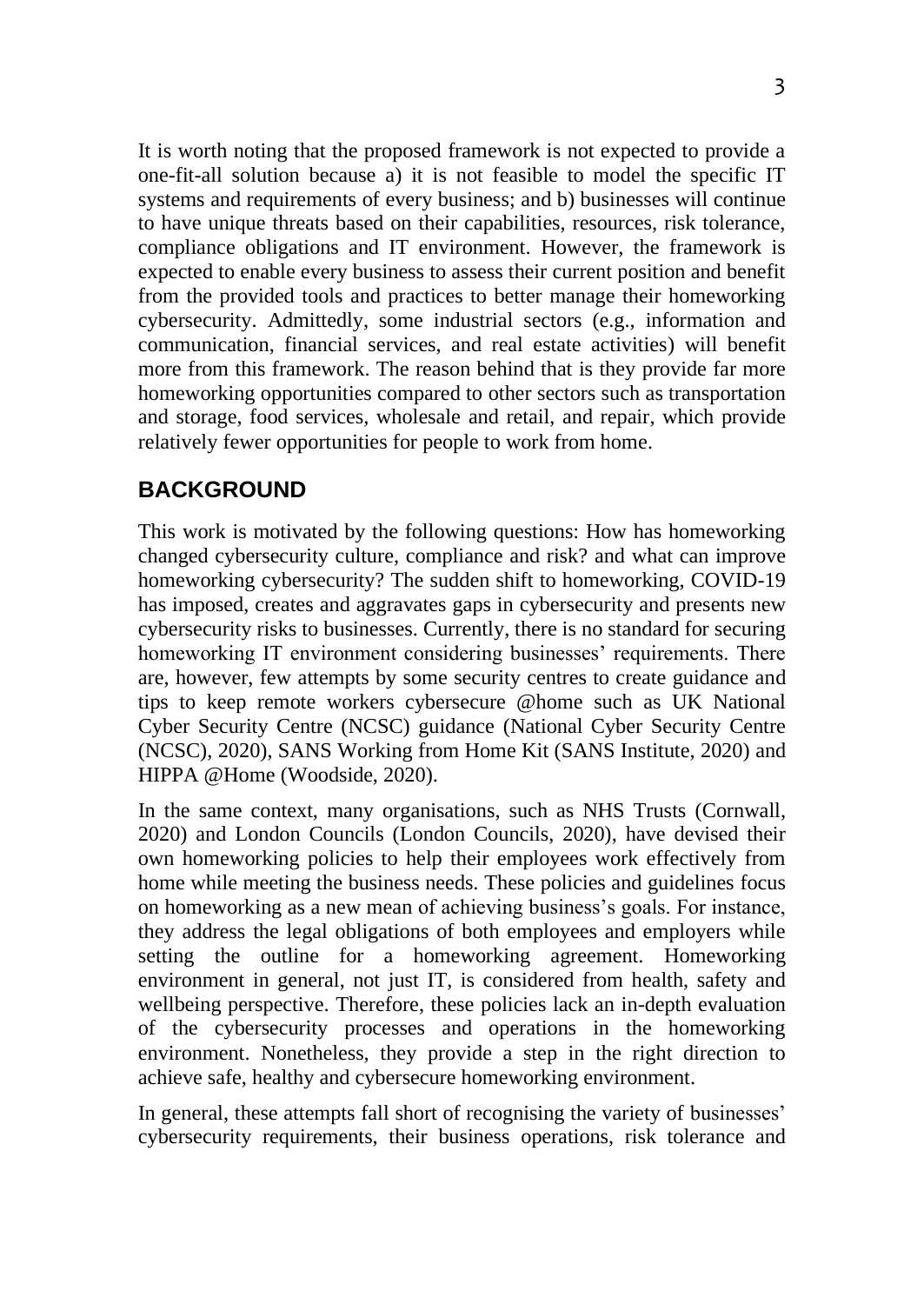It is worth noting that the proposed framework is not expected to provide a one-fit-all solution because a) it is not feasible to model the specific IT systems and requirements of every business; and b) businesses will continue to have unique threats based on their capabilities, resources, risk tolerance, compliance obligations and IT environment. However, the framework is expected to enable every business to assess their current position and benefit from the provided tools and practices to better manage their homeworking cybersecurity. Admittedly, some industrial sectors (e.g., information and communication, financial services, and real estate activities) will benefit more from this framework. The reason behind that is they provide far more homeworking opportunities compared to other sectors such as transportation and storage, food services, wholesale and retail, and repair, which provide relatively fewer opportunities for people to work from home.

## BACKGROUND

This work is motivated by the following questions: How has homeworking changed cybersecurity culture, compliance and risk? and what can improve homeworking cybersecurity? The sudden shift to homeworking, COVID-19 has imposed, creates and aggravates gaps in cybersecurity and presents new cybersecurity risks to businesses. Currently, there is no standard for securing homeworking IT environment considering businesses' requirements. There are, however, few attempts by some security centres to create guidance and tips to keep remote workers cybersecure @home such as UK National Cyber Security Centre (NCSC) guidance (National Cyber Security Centre (NCSC), 2020), SANS Working from Home Kit (SANS Institute, 2020) and HIPPA @Home (Woodside, 2020).

In the same context, many organisations, such as NHS Trusts (Cornwall, 2020) and London Councils (London Councils, 2020), have devised their own homeworking policies to help their employees work effectively from home while meeting the business needs. These policies and guidelines focus on homeworking as a new mean of achieving business's goals. For instance, they address the legal obligations of both employees and employers while setting the outline for a homeworking agreement. Homeworking environment in general, not just IT, is considered from health, safety and wellbeing perspective. Therefore, these policies lack an in-depth evaluation of the cybersecurity processes and operations in the homeworking environment. Nonetheless, they provide a step in the right direction to achieve safe, healthy and cybersecure homeworking environment.

In general, these attempts fall short of recognising the variety of businesses' cybersecurity requirements, their business operations, risk tolerance and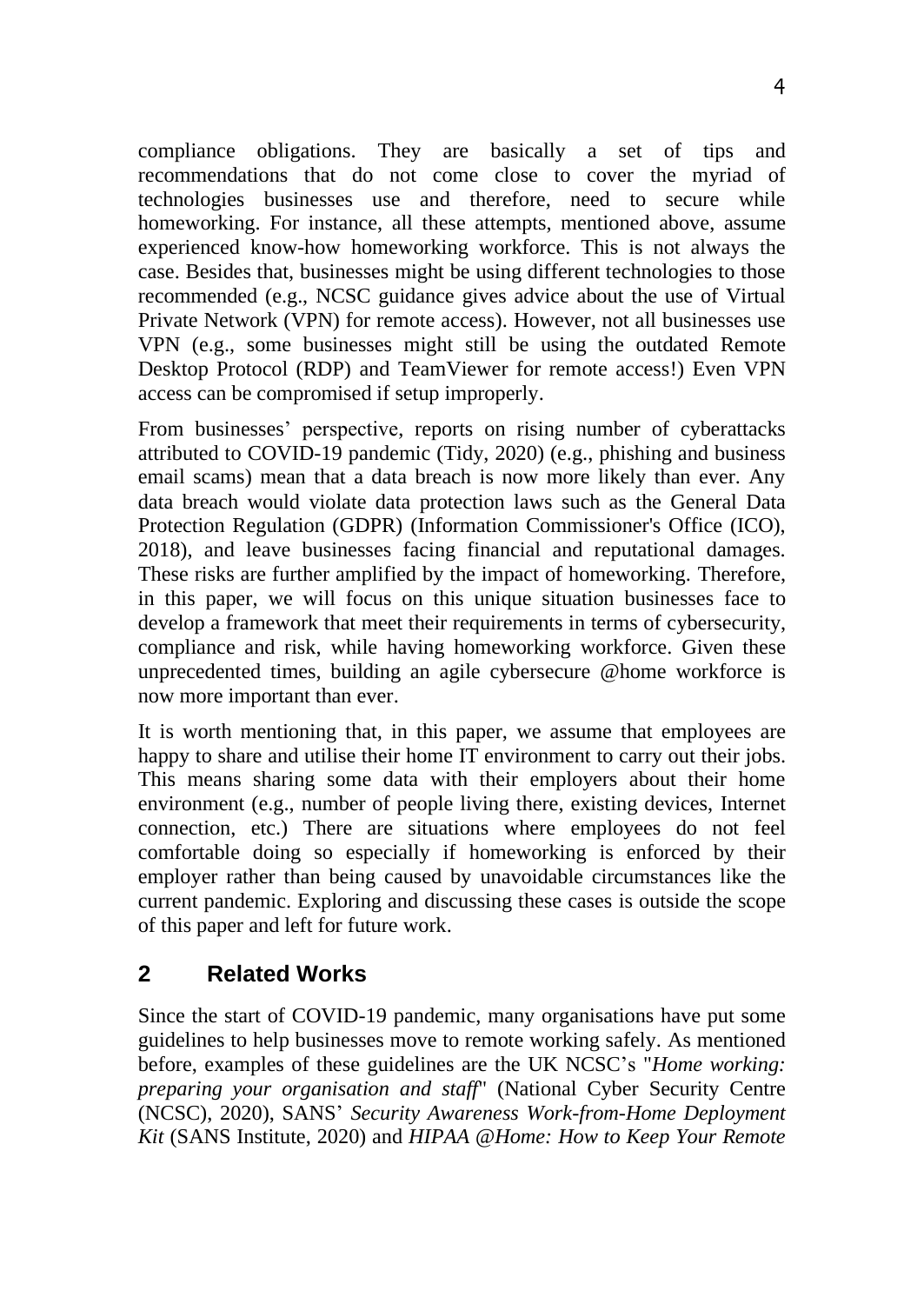compliance obligations. They are basically a set of tips and recommendations that do not come close to cover the myriad of technologies businesses use and therefore, need to secure while homeworking. For instance, all these attempts, mentioned above, assume experienced know-how homeworking workforce. This is not always the case. Besides that, businesses might be using different technologies to those recommended (e.g., NCSC guidance gives advice about the use of Virtual Private Network (VPN) for remote access). However, not all businesses use VPN (e.g., some businesses might still be using the outdated Remote Desktop Protocol (RDP) and TeamViewer for remote access!) Even VPN access can be compromised if setup improperly.

From businesses' perspective, reports on rising number of cyberattacks attributed to COVID-19 pandemic (Tidy, 2020) (e.g., phishing and business email scams) mean that a data breach is now more likely than ever. Any data breach would violate data protection laws such as the General Data Protection Regulation (GDPR) (Information Commissioner's Office (ICO), 2018), and leave businesses facing financial and reputational damages. These risks are further amplified by the impact of homeworking. Therefore, in this paper, we will focus on this unique situation businesses face to develop a framework that meet their requirements in terms of cybersecurity, compliance and risk, while having homeworking workforce. Given these unprecedented times, building an agile cybersecure @home workforce is now more important than ever.

It is worth mentioning that, in this paper, we assume that employees are happy to share and utilise their home IT environment to carry out their jobs. This means sharing some data with their employers about their home environment (e.g., number of people living there, existing devices, Internet connection, etc.) There are situations where employees do not feel comfortable doing so especially if homeworking is enforced by their employer rather than being caused by unavoidable circumstances like the current pandemic. Exploring and discussing these cases is outside the scope of this paper and left for future work.

## 2 Related Works

Since the start of COVID-19 pandemic, many organisations have put some guidelines to help businesses move to remote working safely. As mentioned before, examples of these guidelines are the UK NCSC's "*Home working: preparing your organisation and staff*" (National Cyber Security Centre (NCSC), 2020), SANS' *Security Awareness Work-from-Home Deployment Kit* (SANS Institute, 2020) and *HIPAA @Home: How to Keep Your Remote*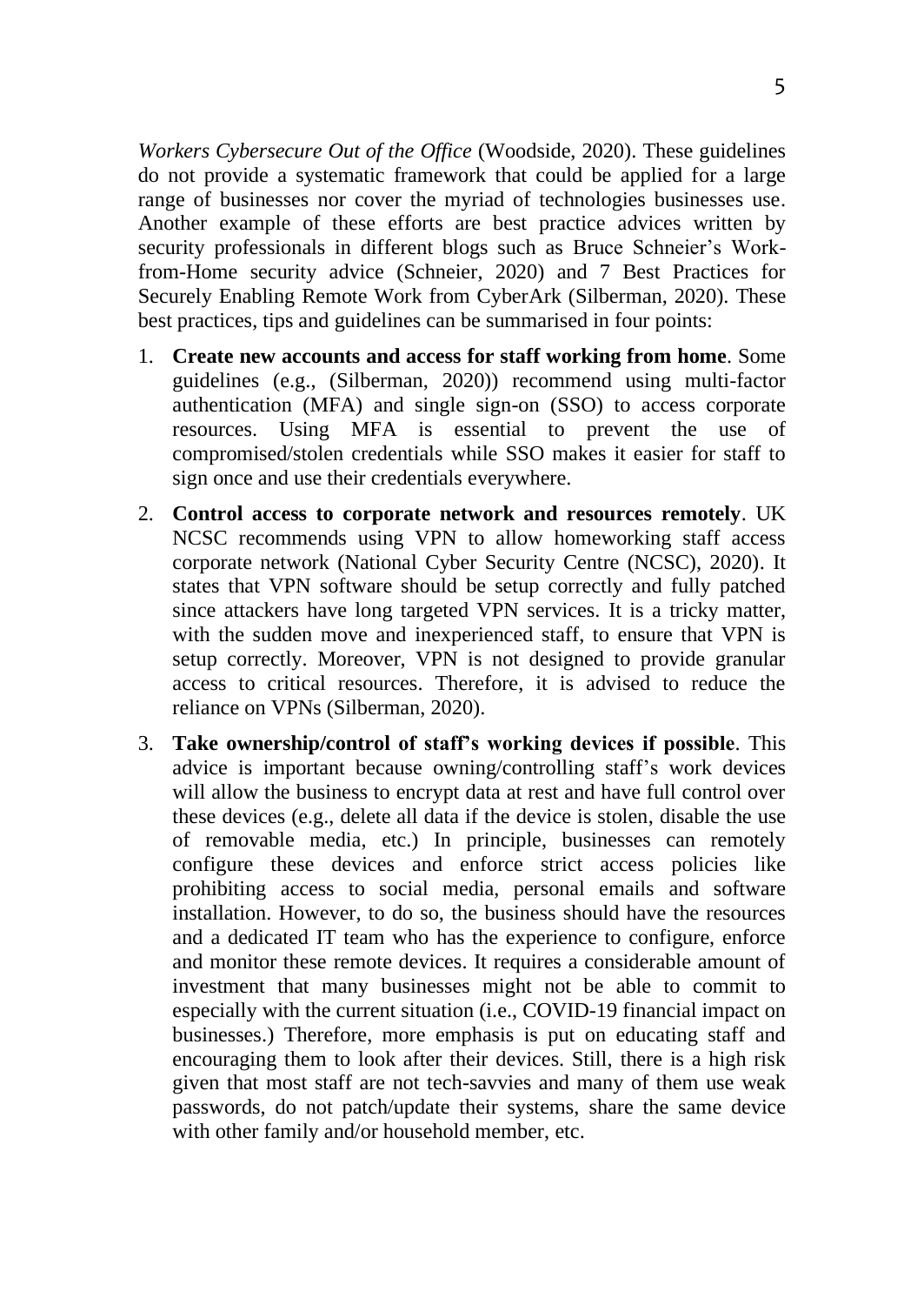*Workers Cybersecure Out of the Office* (Woodside, 2020). These guidelines do not provide a systematic framework that could be applied for a large range of businesses nor cover the myriad of technologies businesses use. Another example of these efforts are best practice advices written by security professionals in different blogs such as Bruce Schneier's Work-from-Home security advice (Schneier, 2020) and 7 Best Practices for Securely Enabling Remote Work from CyberArk (Silberman, 2020). These best practices, tips and guidelines can be summarised in four points:

1. **Create new accounts and access for staff working from home**. Some guidelines (e.g., (Silberman, 2020)) recommend using multi-factor authentication (MFA) and single sign-on (SSO) to access corporate resources. Using MFA is essential to prevent the use of compromised/stolen credentials while SSO makes it easier for staff to sign once and use their credentials everywhere.
2. **Control access to corporate network and resources remotely**. UK NCSC recommends using VPN to allow homeworking staff access corporate network (National Cyber Security Centre (NCSC), 2020). It states that VPN software should be setup correctly and fully patched since attackers have long targeted VPN services. It is a tricky matter, with the sudden move and inexperienced staff, to ensure that VPN is setup correctly. Moreover, VPN is not designed to provide granular access to critical resources. Therefore, it is advised to reduce the reliance on VPNs (Silberman, 2020).
3. **Take ownership/control of staff's working devices if possible**. This advice is important because owning/controlling staff's work devices will allow the business to encrypt data at rest and have full control over these devices (e.g., delete all data if the device is stolen, disable the use of removable media, etc.) In principle, businesses can remotely configure these devices and enforce strict access policies like prohibiting access to social media, personal emails and software installation. However, to do so, the business should have the resources and a dedicated IT team who has the experience to configure, enforce and monitor these remote devices. It requires a considerable amount of investment that many businesses might not be able to commit to especially with the current situation (i.e., COVID-19 financial impact on businesses.) Therefore, more emphasis is put on educating staff and encouraging them to look after their devices. Still, there is a high risk given that most staff are not tech-savvies and many of them use weak passwords, do not patch/update their systems, share the same device with other family and/or household member, etc.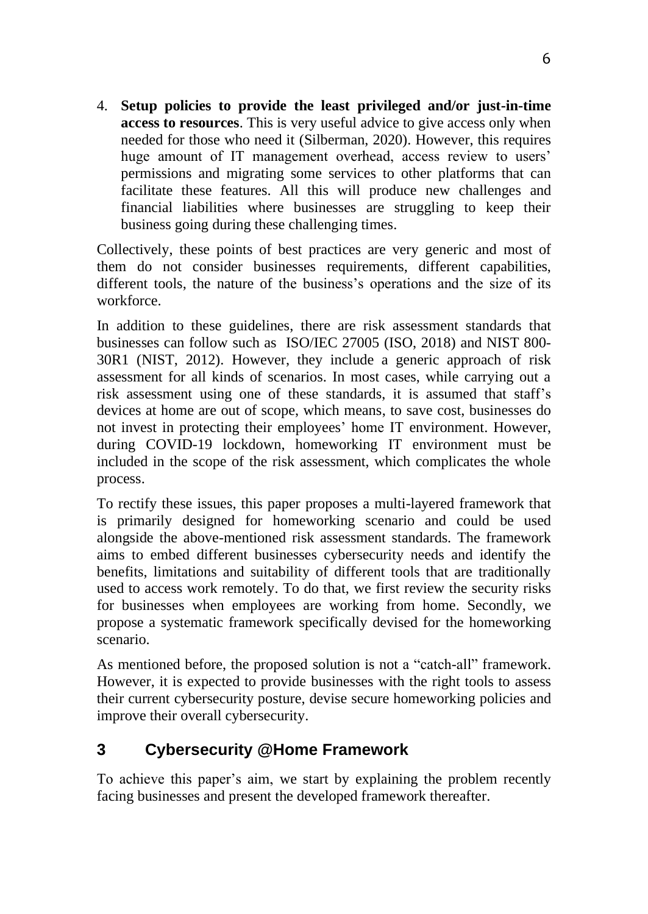4. **Setup policies to provide the least privileged and/or just-in-time access to resources**. This is very useful advice to give access only when needed for those who need it (Silberman, 2020). However, this requires huge amount of IT management overhead, access review to users' permissions and migrating some services to other platforms that can facilitate these features. All this will produce new challenges and financial liabilities where businesses are struggling to keep their business going during these challenging times.

Collectively, these points of best practices are very generic and most of them do not consider businesses requirements, different capabilities, different tools, the nature of the business's operations and the size of its workforce.

In addition to these guidelines, there are risk assessment standards that businesses can follow such as ISO/IEC 27005 (ISO, 2018) and NIST 800-30R1 (NIST, 2012). However, they include a generic approach of risk assessment for all kinds of scenarios. In most cases, while carrying out a risk assessment using one of these standards, it is assumed that staff's devices at home are out of scope, which means, to save cost, businesses do not invest in protecting their employees' home IT environment. However, during COVID-19 lockdown, homeworking IT environment must be included in the scope of the risk assessment, which complicates the whole process.

To rectify these issues, this paper proposes a multi-layered framework that is primarily designed for homeworking scenario and could be used alongside the above-mentioned risk assessment standards. The framework aims to embed different businesses cybersecurity needs and identify the benefits, limitations and suitability of different tools that are traditionally used to access work remotely. To do that, we first review the security risks for businesses when employees are working from home. Secondly, we propose a systematic framework specifically devised for the homeworking scenario.

As mentioned before, the proposed solution is not a "catch-all" framework. However, it is expected to provide businesses with the right tools to assess their current cybersecurity posture, devise secure homeworking policies and improve their overall cybersecurity.

## 3 Cybersecurity @Home Framework

To achieve this paper's aim, we start by explaining the problem recently facing businesses and present the developed framework thereafter.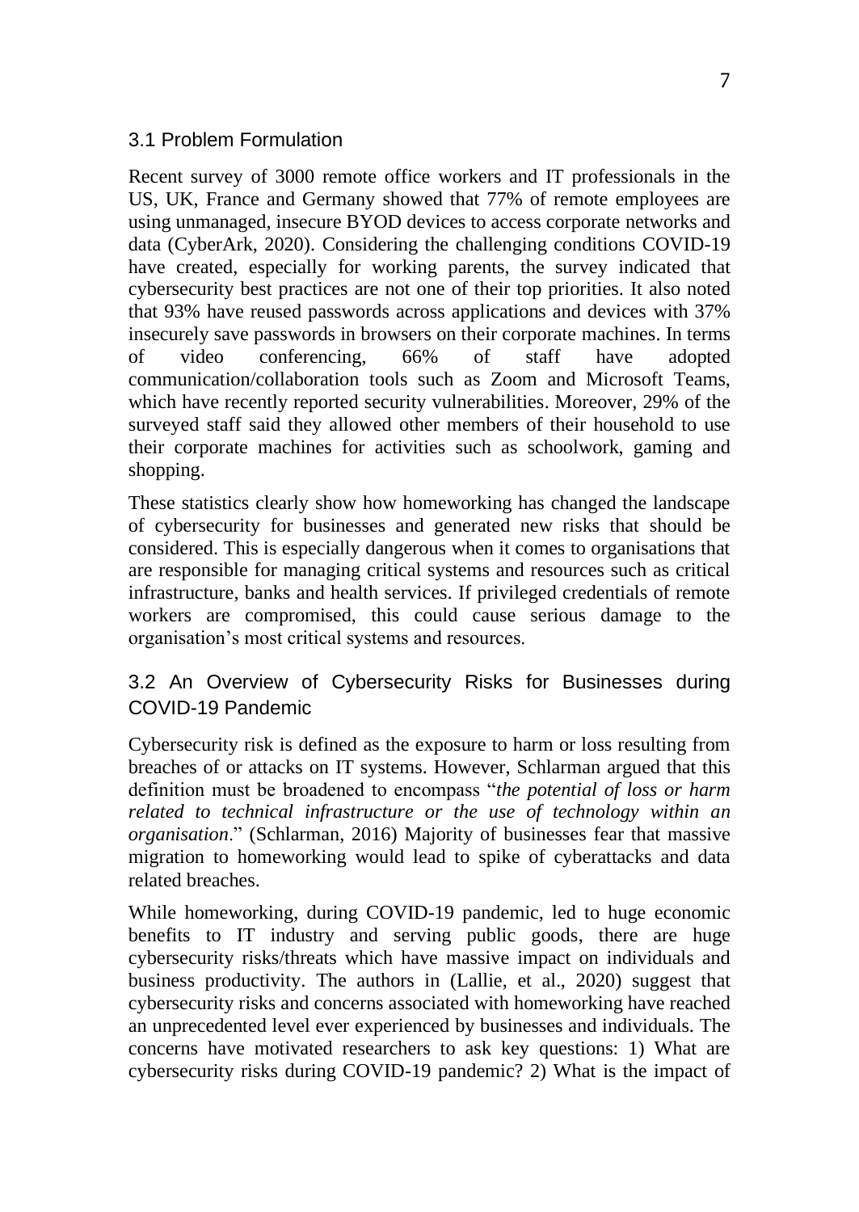## 3.1 Problem Formulation

Recent survey of 3000 remote office workers and IT professionals in the US, UK, France and Germany showed that 77% of remote employees are using unmanaged, insecure BYOD devices to access corporate networks and data (CyberArk, 2020). Considering the challenging conditions COVID-19 have created, especially for working parents, the survey indicated that cybersecurity best practices are not one of their top priorities. It also noted that 93% have reused passwords across applications and devices with 37% insecurely save passwords in browsers on their corporate machines. In terms of video conferencing, 66% of staff have adopted communication/collaboration tools such as Zoom and Microsoft Teams, which have recently reported security vulnerabilities. Moreover, 29% of the surveyed staff said they allowed other members of their household to use their corporate machines for activities such as schoolwork, gaming and shopping.

These statistics clearly show how homeworking has changed the landscape of cybersecurity for businesses and generated new risks that should be considered. This is especially dangerous when it comes to organisations that are responsible for managing critical systems and resources such as critical infrastructure, banks and health services. If privileged credentials of remote workers are compromised, this could cause serious damage to the organisation's most critical systems and resources.

## 3.2 An Overview of Cybersecurity Risks for Businesses during COVID-19 Pandemic

Cybersecurity risk is defined as the exposure to harm or loss resulting from breaches of or attacks on IT systems. However, Schlarman argued that this definition must be broadened to encompass "*the potential of loss or harm related to technical infrastructure or the use of technology within an organisation*." (Schlarman, 2016) Majority of businesses fear that massive migration to homeworking would lead to spike of cyberattacks and data related breaches.

While homeworking, during COVID-19 pandemic, led to huge economic benefits to IT industry and serving public goods, there are huge cybersecurity risks/threats which have massive impact on individuals and business productivity. The authors in (Lallie, et al., 2020) suggest that cybersecurity risks and concerns associated with homeworking have reached an unprecedented level ever experienced by businesses and individuals. The concerns have motivated researchers to ask key questions: 1) What are cybersecurity risks during COVID-19 pandemic? 2) What is the impact of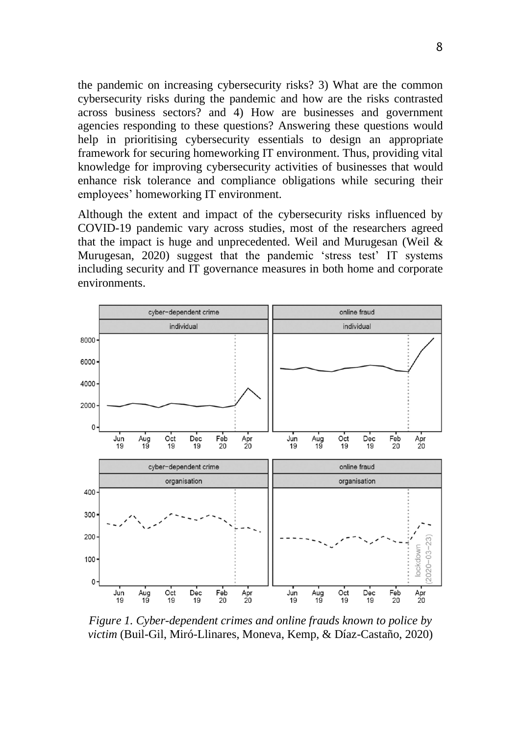the pandemic on increasing cybersecurity risks? 3) What are the common cybersecurity risks during the pandemic and how are the risks contrasted across business sectors? and 4) How are businesses and government agencies responding to these questions? Answering these questions would help in prioritising cybersecurity essentials to design an appropriate framework for securing homeworking IT environment. Thus, providing vital knowledge for improving cybersecurity activities of businesses that would enhance risk tolerance and compliance obligations while securing their employees' homeworking IT environment.

Although the extent and impact of the cybersecurity risks influenced by COVID-19 pandemic vary across studies, most of the researchers agreed that the impact is huge and unprecedented. Weil and Murugesan (Weil & Murugesan, 2020) suggest that the pandemic 'stress test' IT systems including security and IT governance measures in both home and corporate environments.

*Figure 1. Cyber-dependent crimes and online frauds known to police by victim* (Buil-Gil, Miró-Llinares, Moneva, Kemp, & Díaz-Castaño, 2020)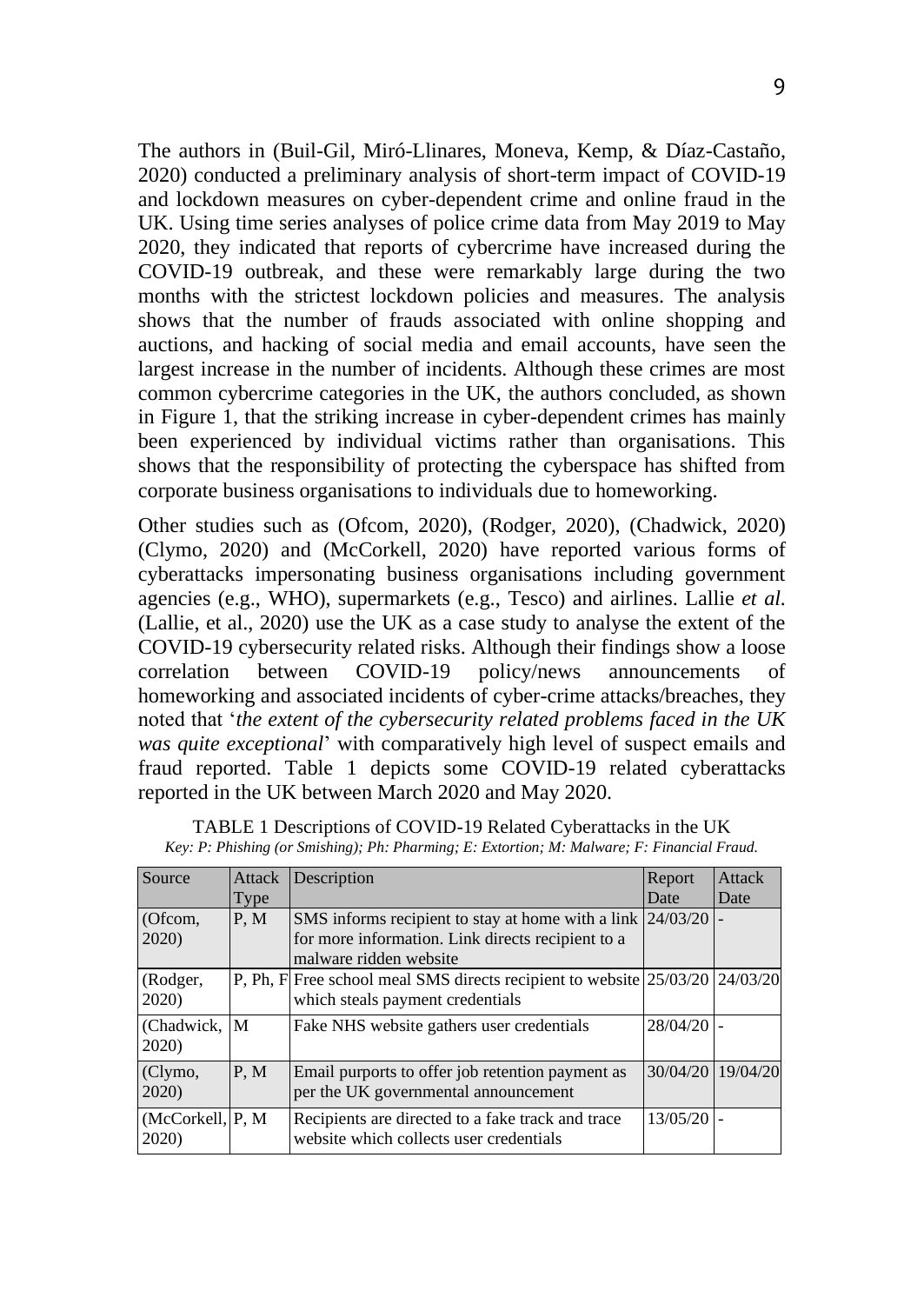The authors in (Buil-Gil, Miró-Llinares, Moneva, Kemp, & Díaz-Castaño, 2020) conducted a preliminary analysis of short-term impact of COVID-19 and lockdown measures on cyber-dependent crime and online fraud in the UK. Using time series analyses of police crime data from May 2019 to May 2020, they indicated that reports of cybercrime have increased during the COVID-19 outbreak, and these were remarkably large during the two months with the strictest lockdown policies and measures. The analysis shows that the number of frauds associated with online shopping and auctions, and hacking of social media and email accounts, have seen the largest increase in the number of incidents. Although these crimes are most common cybercrime categories in the UK, the authors concluded, as shown in Figure 1, that the striking increase in cyber-dependent crimes has mainly been experienced by individual victims rather than organisations. This shows that the responsibility of protecting the cyberspace has shifted from corporate business organisations to individuals due to homeworking.

Other studies such as (Ofcom, 2020), (Rodger, 2020), (Chadwick, 2020) (Clymo, 2020) and (McCorkell, 2020) have reported various forms of cyberattacks impersonating business organisations including government agencies (e.g., WHO), supermarkets (e.g., Tesco) and airlines. Lallie *et al.* (Lallie, et al., 2020) use the UK as a case study to analyse the extent of the COVID-19 cybersecurity related risks. Although their findings show a loose correlation between COVID-19 policy/news announcements of homeworking and associated incidents of cyber-crime attacks/breaches, they noted that '*the extent of the cybersecurity related problems faced in the UK was quite exceptional*' with comparatively high level of suspect emails and fraud reported. Table 1 depicts some COVID-19 related cyberattacks reported in the UK between March 2020 and May 2020.

TABLE 1 Descriptions of COVID-19 Related Cyberattacks in the UK

*Key: P: Phishing (or Smishing); Ph: Pharming; E: Extortion; M: Malware; F: Financial Fraud.*

| Source | Attack Type | Description | Report Date | Attack Date |
|---|---|---|---|---|
| (Ofcom, 2020) | P, M | SMS informs recipient to stay at home with a link for more information. Link directs recipient to a malware ridden website | 24/03/20 | - |
| (Rodger, 2020) | P, Ph, F | Free school meal SMS directs recipient to website which steals payment credentials | 25/03/20 | 24/03/20 |
| (Chadwick, 2020) | M | Fake NHS website gathers user credentials | 28/04/20 | - |
| (Clymo, 2020) | P, M | Email purports to offer job retention payment as per the UK governmental announcement | 30/04/20 | 19/04/20 |
| (McCorkell, 2020) | P, M | Recipients are directed to a fake track and trace website which collects user credentials | 13/05/20 | - |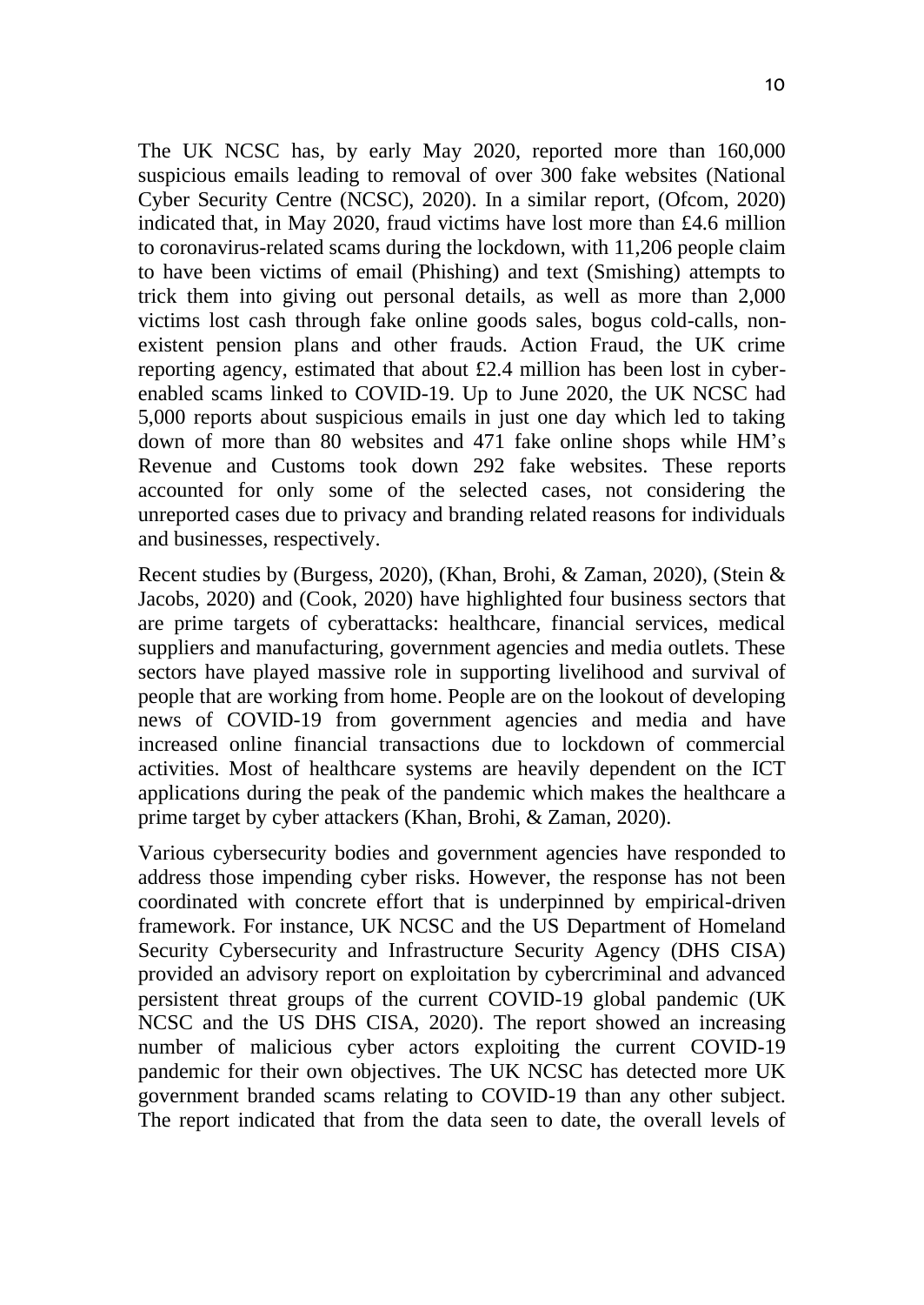The UK NCSC has, by early May 2020, reported more than 160,000 suspicious emails leading to removal of over 300 fake websites (National Cyber Security Centre (NCSC), 2020). In a similar report, (Ofcom, 2020) indicated that, in May 2020, fraud victims have lost more than £4.6 million to coronavirus-related scams during the lockdown, with 11,206 people claim to have been victims of email (Phishing) and text (Smishing) attempts to trick them into giving out personal details, as well as more than 2,000 victims lost cash through fake online goods sales, bogus cold-calls, non-existent pension plans and other frauds. Action Fraud, the UK crime reporting agency, estimated that about £2.4 million has been lost in cyber-enabled scams linked to COVID-19. Up to June 2020, the UK NCSC had 5,000 reports about suspicious emails in just one day which led to taking down of more than 80 websites and 471 fake online shops while HM's Revenue and Customs took down 292 fake websites. These reports accounted for only some of the selected cases, not considering the unreported cases due to privacy and branding related reasons for individuals and businesses, respectively.

Recent studies by (Burgess, 2020), (Khan, Brohi, & Zaman, 2020), (Stein & Jacobs, 2020) and (Cook, 2020) have highlighted four business sectors that are prime targets of cyberattacks: healthcare, financial services, medical suppliers and manufacturing, government agencies and media outlets. These sectors have played massive role in supporting livelihood and survival of people that are working from home. People are on the lookout of developing news of COVID-19 from government agencies and media and have increased online financial transactions due to lockdown of commercial activities. Most of healthcare systems are heavily dependent on the ICT applications during the peak of the pandemic which makes the healthcare a prime target by cyber attackers (Khan, Brohi, & Zaman, 2020).

Various cybersecurity bodies and government agencies have responded to address those impending cyber risks. However, the response has not been coordinated with concrete effort that is underpinned by empirical-driven framework. For instance, UK NCSC and the US Department of Homeland Security Cybersecurity and Infrastructure Security Agency (DHS CISA) provided an advisory report on exploitation by cybercriminal and advanced persistent threat groups of the current COVID-19 global pandemic (UK NCSC and the US DHS CISA, 2020). The report showed an increasing number of malicious cyber actors exploiting the current COVID-19 pandemic for their own objectives. The UK NCSC has detected more UK government branded scams relating to COVID-19 than any other subject. The report indicated that from the data seen to date, the overall levels of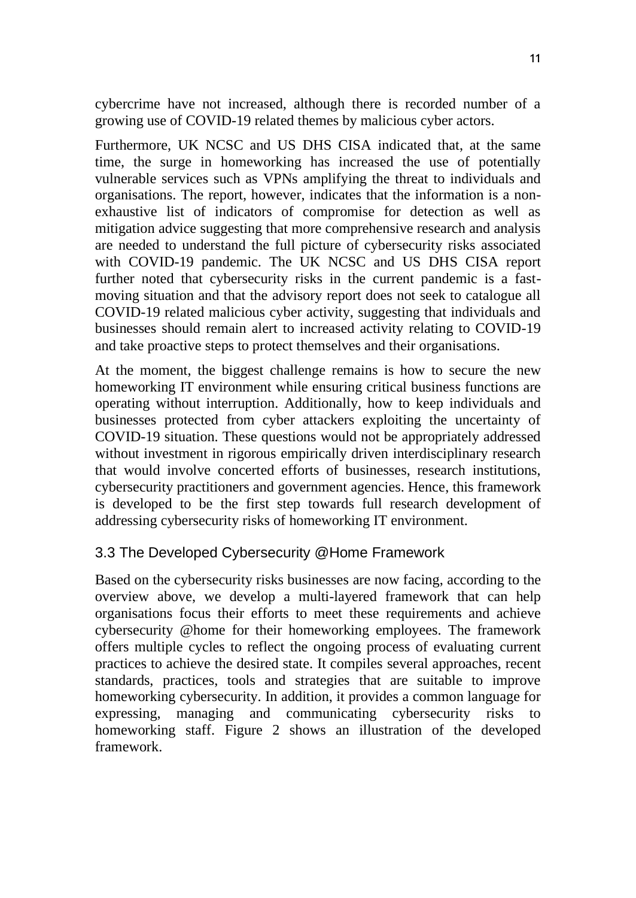cybercrime have not increased, although there is recorded number of a growing use of COVID-19 related themes by malicious cyber actors.

Furthermore, UK NCSC and US DHS CISA indicated that, at the same time, the surge in homeworking has increased the use of potentially vulnerable services such as VPNs amplifying the threat to individuals and organisations. The report, however, indicates that the information is a non-exhaustive list of indicators of compromise for detection as well as mitigation advice suggesting that more comprehensive research and analysis are needed to understand the full picture of cybersecurity risks associated with COVID-19 pandemic. The UK NCSC and US DHS CISA report further noted that cybersecurity risks in the current pandemic is a fast-moving situation and that the advisory report does not seek to catalogue all COVID-19 related malicious cyber activity, suggesting that individuals and businesses should remain alert to increased activity relating to COVID-19 and take proactive steps to protect themselves and their organisations.

At the moment, the biggest challenge remains is how to secure the new homeworking IT environment while ensuring critical business functions are operating without interruption. Additionally, how to keep individuals and businesses protected from cyber attackers exploiting the uncertainty of COVID-19 situation. These questions would not be appropriately addressed without investment in rigorous empirically driven interdisciplinary research that would involve concerted efforts of businesses, research institutions, cybersecurity practitioners and government agencies. Hence, this framework is developed to be the first step towards full research development of addressing cybersecurity risks of homeworking IT environment.

### 3.3 The Developed Cybersecurity @Home Framework

Based on the cybersecurity risks businesses are now facing, according to the overview above, we develop a multi-layered framework that can help organisations focus their efforts to meet these requirements and achieve cybersecurity @home for their homeworking employees. The framework offers multiple cycles to reflect the ongoing process of evaluating current practices to achieve the desired state. It compiles several approaches, recent standards, practices, tools and strategies that are suitable to improve homeworking cybersecurity. In addition, it provides a common language for expressing, managing and communicating cybersecurity risks to homeworking staff. Figure 2 shows an illustration of the developed framework.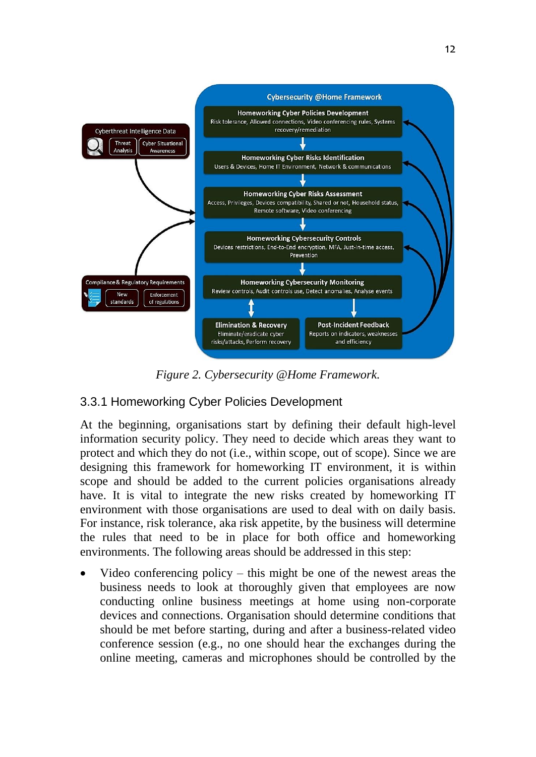*Figure 2. Cybersecurity @Home Framework.*

### 3.3.1 Homeworking Cyber Policies Development

At the beginning, organisations start by defining their default high-level information security policy. They need to decide which areas they want to protect and which they do not (i.e., within scope, out of scope). Since we are designing this framework for homeworking IT environment, it is within scope and should be added to the current policies organisations already have. It is vital to integrate the new risks created by homeworking IT environment with those organisations are used to deal with on daily basis. For instance, risk tolerance, aka risk appetite, by the business will determine the rules that need to be in place for both office and homeworking environments. The following areas should be addressed in this step:

- Video conferencing policy – this might be one of the newest areas the business needs to look at thoroughly given that employees are now conducting online business meetings at home using non-corporate devices and connections. Organisation should determine conditions that should be met before starting, during and after a business-related video conference session (e.g., no one should hear the exchanges during the online meeting, cameras and microphones should be controlled by the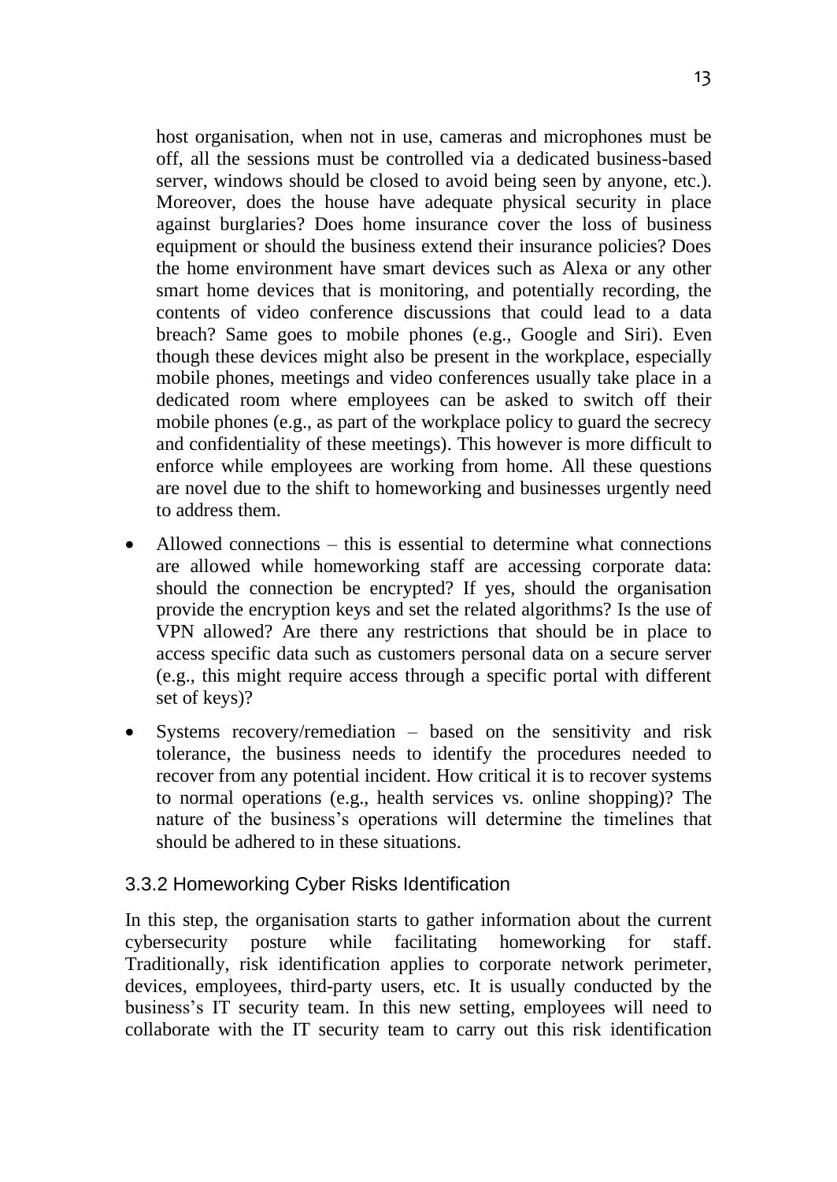host organisation, when not in use, cameras and microphones must be off, all the sessions must be controlled via a dedicated business-based server, windows should be closed to avoid being seen by anyone, etc.). Moreover, does the house have adequate physical security in place against burglaries? Does home insurance cover the loss of business equipment or should the business extend their insurance policies? Does the home environment have smart devices such as Alexa or any other smart home devices that is monitoring, and potentially recording, the contents of video conference discussions that could lead to a data breach? Same goes to mobile phones (e.g., Google and Siri). Even though these devices might also be present in the workplace, especially mobile phones, meetings and video conferences usually take place in a dedicated room where employees can be asked to switch off their mobile phones (e.g., as part of the workplace policy to guard the secrecy and confidentiality of these meetings). This however is more difficult to enforce while employees are working from home. All these questions are novel due to the shift to homeworking and businesses urgently need to address them.

- Allowed connections – this is essential to determine what connections are allowed while homeworking staff are accessing corporate data: should the connection be encrypted? If yes, should the organisation provide the encryption keys and set the related algorithms? Is the use of VPN allowed? Are there any restrictions that should be in place to access specific data such as customers personal data on a secure server (e.g., this might require access through a specific portal with different set of keys)?
- Systems recovery/remediation – based on the sensitivity and risk tolerance, the business needs to identify the procedures needed to recover from any potential incident. How critical it is to recover systems to normal operations (e.g., health services vs. online shopping)? The nature of the business's operations will determine the timelines that should be adhered to in these situations.

### 3.3.2 Homeworking Cyber Risks Identification

In this step, the organisation starts to gather information about the current cybersecurity posture while facilitating homeworking for staff. Traditionally, risk identification applies to corporate network perimeter, devices, employees, third-party users, etc. It is usually conducted by the business's IT security team. In this new setting, employees will need to collaborate with the IT security team to carry out this risk identification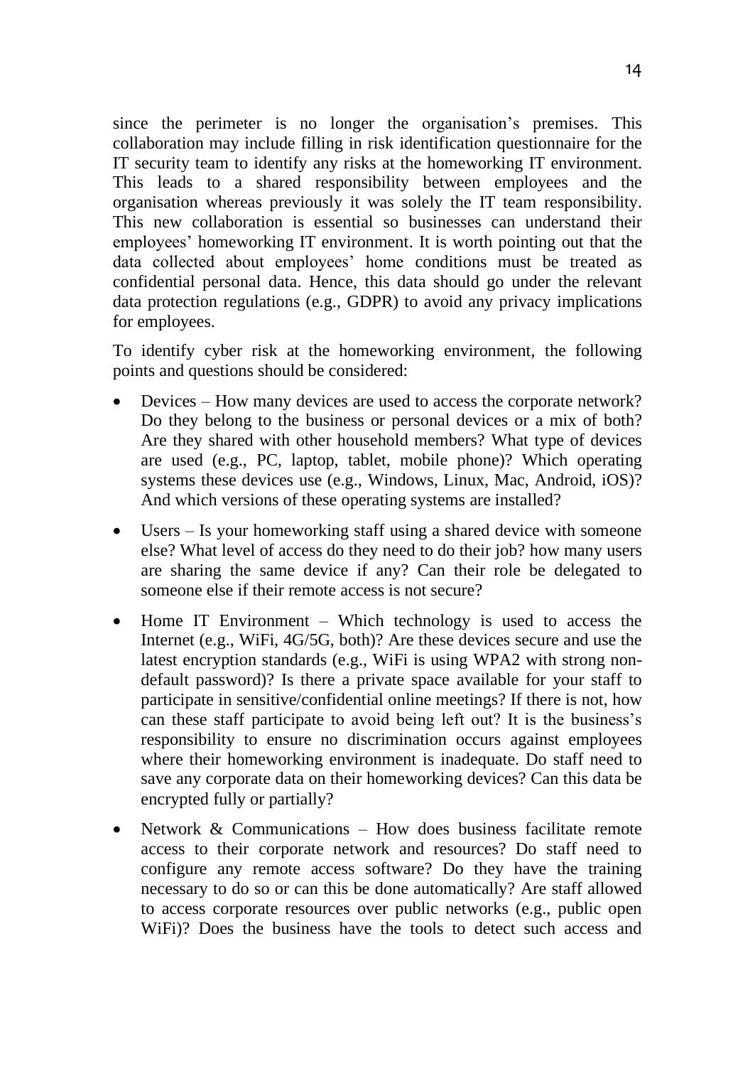since the perimeter is no longer the organisation's premises. This collaboration may include filling in risk identification questionnaire for the IT security team to identify any risks at the homeworking IT environment. This leads to a shared responsibility between employees and the organisation whereas previously it was solely the IT team responsibility. This new collaboration is essential so businesses can understand their employees' homeworking IT environment. It is worth pointing out that the data collected about employees' home conditions must be treated as confidential personal data. Hence, this data should go under the relevant data protection regulations (e.g., GDPR) to avoid any privacy implications for employees.

To identify cyber risk at the homeworking environment, the following points and questions should be considered:

- Devices – How many devices are used to access the corporate network? Do they belong to the business or personal devices or a mix of both? Are they shared with other household members? What type of devices are used (e.g., PC, laptop, tablet, mobile phone)? Which operating systems these devices use (e.g., Windows, Linux, Mac, Android, iOS)? And which versions of these operating systems are installed?
- Users – Is your homeworking staff using a shared device with someone else? What level of access do they need to do their job? how many users are sharing the same device if any? Can their role be delegated to someone else if their remote access is not secure?
- Home IT Environment – Which technology is used to access the Internet (e.g., WiFi, 4G/5G, both)? Are these devices secure and use the latest encryption standards (e.g., WiFi is using WPA2 with strong non-default password)? Is there a private space available for your staff to participate in sensitive/confidential online meetings? If there is not, how can these staff participate to avoid being left out? It is the business's responsibility to ensure no discrimination occurs against employees where their homeworking environment is inadequate. Do staff need to save any corporate data on their homeworking devices? Can this data be encrypted fully or partially?
- Network & Communications – How does business facilitate remote access to their corporate network and resources? Do staff need to configure any remote access software? Do they have the training necessary to do so or can this be done automatically? Are staff allowed to access corporate resources over public networks (e.g., public open WiFi)? Does the business have the tools to detect such access and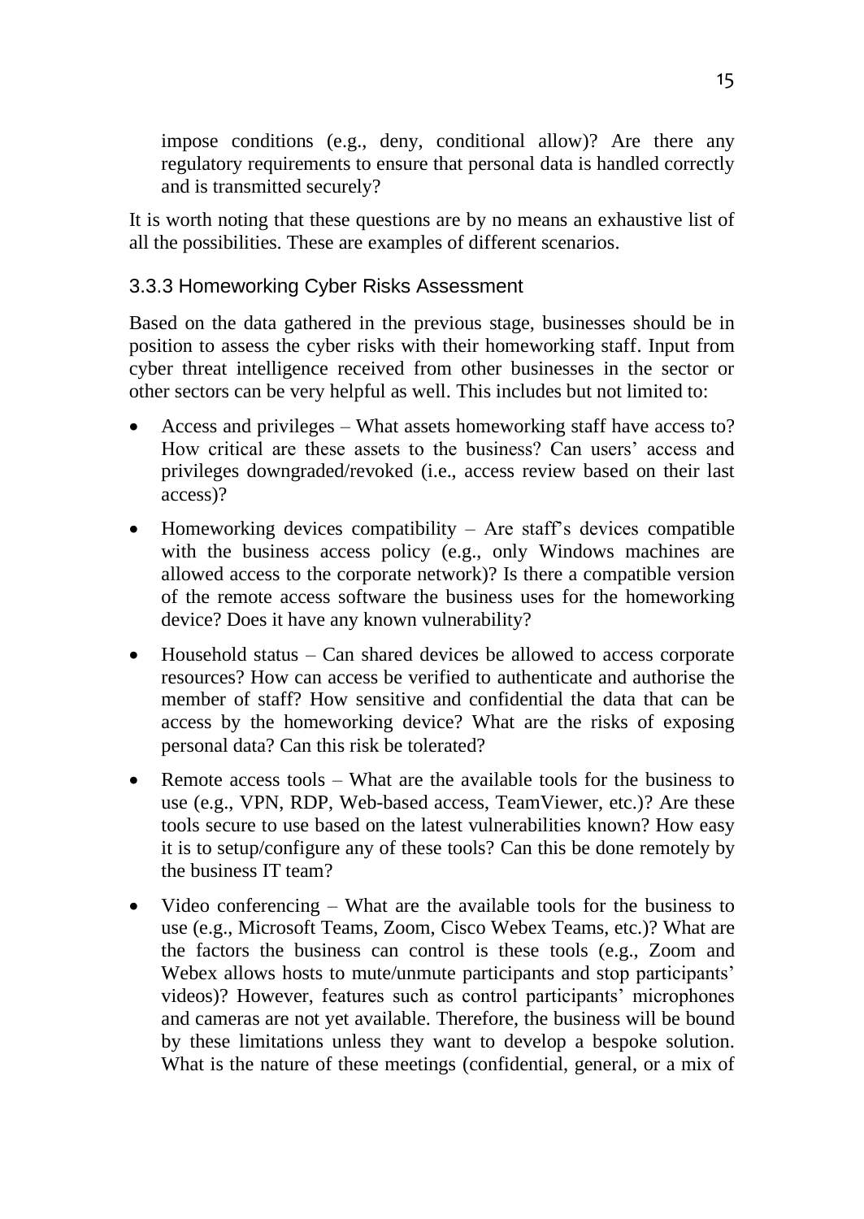impose conditions (e.g., deny, conditional allow)? Are there any regulatory requirements to ensure that personal data is handled correctly and is transmitted securely?

It is worth noting that these questions are by no means an exhaustive list of all the possibilities. These are examples of different scenarios.

### 3.3.3 Homeworking Cyber Risks Assessment

Based on the data gathered in the previous stage, businesses should be in position to assess the cyber risks with their homeworking staff. Input from cyber threat intelligence received from other businesses in the sector or other sectors can be very helpful as well. This includes but not limited to:

- Access and privileges – What assets homeworking staff have access to? How critical are these assets to the business? Can users' access and privileges downgraded/revoked (i.e., access review based on their last access)?
- Homeworking devices compatibility – Are staff's devices compatible with the business access policy (e.g., only Windows machines are allowed access to the corporate network)? Is there a compatible version of the remote access software the business uses for the homeworking device? Does it have any known vulnerability?
- Household status – Can shared devices be allowed to access corporate resources? How can access be verified to authenticate and authorise the member of staff? How sensitive and confidential the data that can be access by the homeworking device? What are the risks of exposing personal data? Can this risk be tolerated?
- Remote access tools – What are the available tools for the business to use (e.g., VPN, RDP, Web-based access, TeamViewer, etc.)? Are these tools secure to use based on the latest vulnerabilities known? How easy it is to setup/configure any of these tools? Can this be done remotely by the business IT team?
- Video conferencing – What are the available tools for the business to use (e.g., Microsoft Teams, Zoom, Cisco Webex Teams, etc.)? What are the factors the business can control is these tools (e.g., Zoom and Webex allows hosts to mute/unmute participants and stop participants' videos)? However, features such as control participants' microphones and cameras are not yet available. Therefore, the business will be bound by these limitations unless they want to develop a bespoke solution. What is the nature of these meetings (confidential, general, or a mix of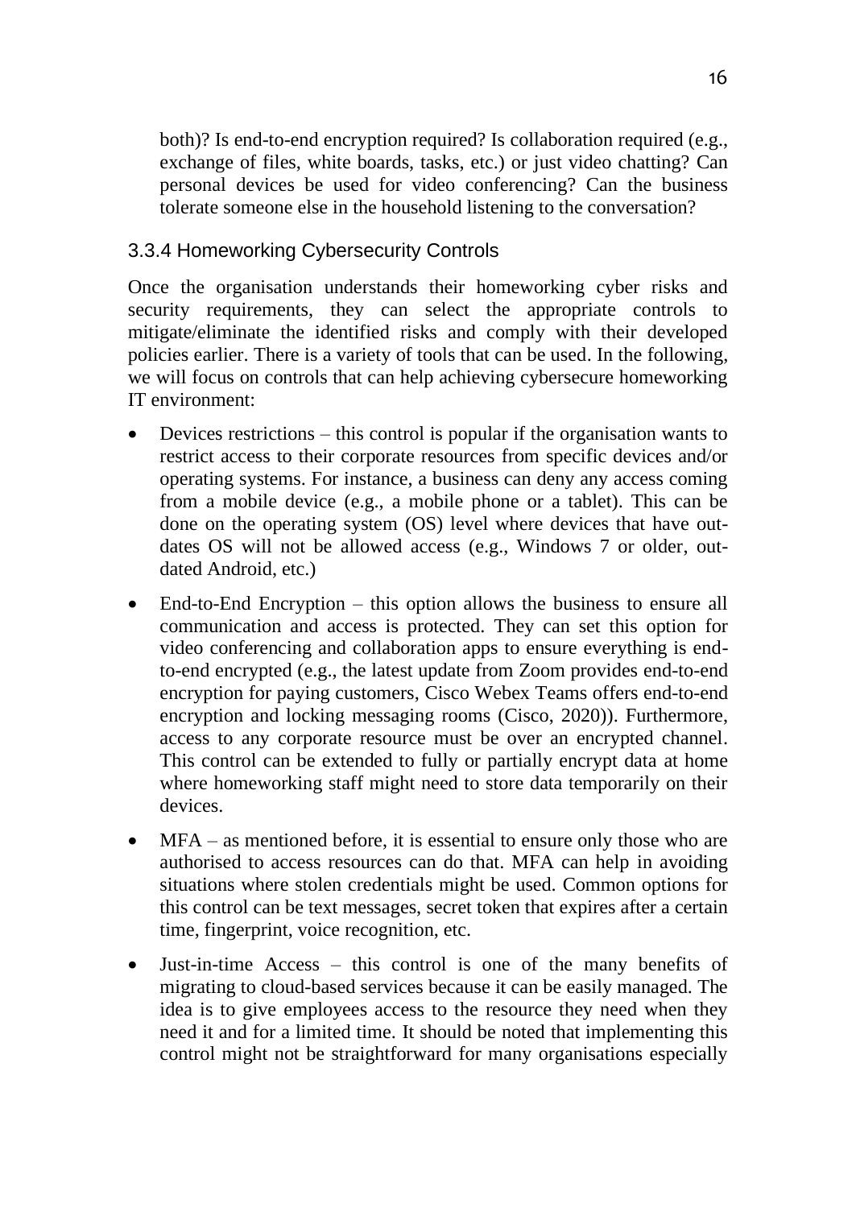both)? Is end-to-end encryption required? Is collaboration required (e.g., exchange of files, white boards, tasks, etc.) or just video chatting? Can personal devices be used for video conferencing? Can the business tolerate someone else in the household listening to the conversation?

### 3.3.4 Homeworking Cybersecurity Controls

Once the organisation understands their homeworking cyber risks and security requirements, they can select the appropriate controls to mitigate/eliminate the identified risks and comply with their developed policies earlier. There is a variety of tools that can be used. In the following, we will focus on controls that can help achieving cybersecure homeworking IT environment:

- Devices restrictions – this control is popular if the organisation wants to restrict access to their corporate resources from specific devices and/or operating systems. For instance, a business can deny any access coming from a mobile device (e.g., a mobile phone or a tablet). This can be done on the operating system (OS) level where devices that have out-dates OS will not be allowed access (e.g., Windows 7 or older, out-dated Android, etc.)
- End-to-End Encryption – this option allows the business to ensure all communication and access is protected. They can set this option for video conferencing and collaboration apps to ensure everything is end-to-end encrypted (e.g., the latest update from Zoom provides end-to-end encryption for paying customers, Cisco Webex Teams offers end-to-end encryption and locking messaging rooms (Cisco, 2020)). Furthermore, access to any corporate resource must be over an encrypted channel. This control can be extended to fully or partially encrypt data at home where homeworking staff might need to store data temporarily on their devices.
- MFA – as mentioned before, it is essential to ensure only those who are authorised to access resources can do that. MFA can help in avoiding situations where stolen credentials might be used. Common options for this control can be text messages, secret token that expires after a certain time, fingerprint, voice recognition, etc.
- Just-in-time Access – this control is one of the many benefits of migrating to cloud-based services because it can be easily managed. The idea is to give employees access to the resource they need when they need it and for a limited time. It should be noted that implementing this control might not be straightforward for many organisations especially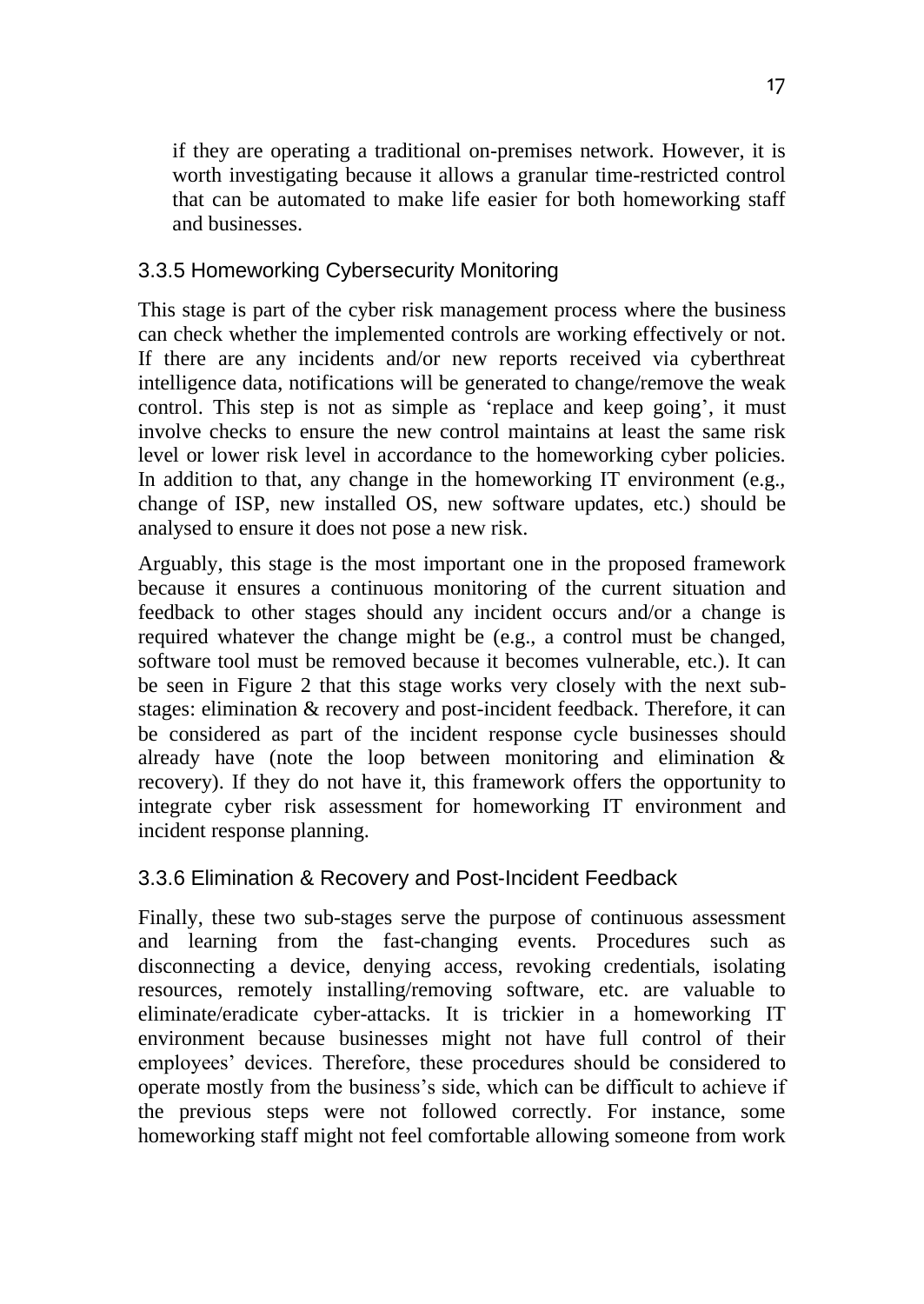if they are operating a traditional on-premises network. However, it is worth investigating because it allows a granular time-restricted control that can be automated to make life easier for both homeworking staff and businesses.

### 3.3.5 Homeworking Cybersecurity Monitoring

This stage is part of the cyber risk management process where the business can check whether the implemented controls are working effectively or not. If there are any incidents and/or new reports received via cyberthreat intelligence data, notifications will be generated to change/remove the weak control. This step is not as simple as 'replace and keep going', it must involve checks to ensure the new control maintains at least the same risk level or lower risk level in accordance to the homeworking cyber policies. In addition to that, any change in the homeworking IT environment (e.g., change of ISP, new installed OS, new software updates, etc.) should be analysed to ensure it does not pose a new risk.

Arguably, this stage is the most important one in the proposed framework because it ensures a continuous monitoring of the current situation and feedback to other stages should any incident occurs and/or a change is required whatever the change might be (e.g., a control must be changed, software tool must be removed because it becomes vulnerable, etc.). It can be seen in Figure 2 that this stage works very closely with the next sub-stages: elimination & recovery and post-incident feedback. Therefore, it can be considered as part of the incident response cycle businesses should already have (note the loop between monitoring and elimination & recovery). If they do not have it, this framework offers the opportunity to integrate cyber risk assessment for homeworking IT environment and incident response planning.

### 3.3.6 Elimination & Recovery and Post-Incident Feedback

Finally, these two sub-stages serve the purpose of continuous assessment and learning from the fast-changing events. Procedures such as disconnecting a device, denying access, revoking credentials, isolating resources, remotely installing/removing software, etc. are valuable to eliminate/eradicate cyber-attacks. It is trickier in a homeworking IT environment because businesses might not have full control of their employees' devices. Therefore, these procedures should be considered to operate mostly from the business's side, which can be difficult to achieve if the previous steps were not followed correctly. For instance, some homeworking staff might not feel comfortable allowing someone from work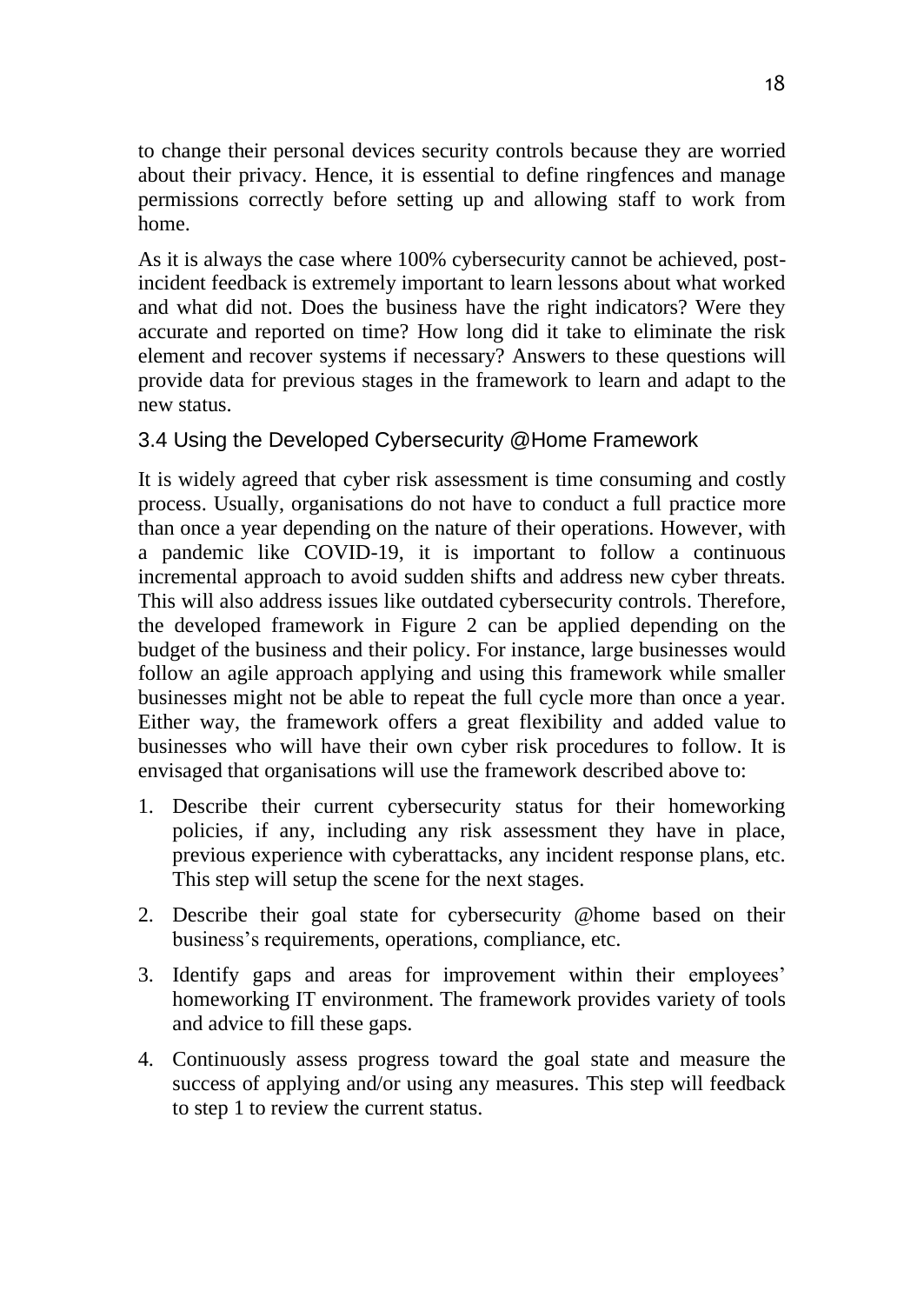to change their personal devices security controls because they are worried about their privacy. Hence, it is essential to define ringfences and manage permissions correctly before setting up and allowing staff to work from home.

As it is always the case where 100% cybersecurity cannot be achieved, post-incident feedback is extremely important to learn lessons about what worked and what did not. Does the business have the right indicators? Were they accurate and reported on time? How long did it take to eliminate the risk element and recover systems if necessary? Answers to these questions will provide data for previous stages in the framework to learn and adapt to the new status.

### 3.4 Using the Developed Cybersecurity @Home Framework

It is widely agreed that cyber risk assessment is time consuming and costly process. Usually, organisations do not have to conduct a full practice more than once a year depending on the nature of their operations. However, with a pandemic like COVID-19, it is important to follow a continuous incremental approach to avoid sudden shifts and address new cyber threats. This will also address issues like outdated cybersecurity controls. Therefore, the developed framework in Figure 2 can be applied depending on the budget of the business and their policy. For instance, large businesses would follow an agile approach applying and using this framework while smaller businesses might not be able to repeat the full cycle more than once a year. Either way, the framework offers a great flexibility and added value to businesses who will have their own cyber risk procedures to follow. It is envisaged that organisations will use the framework described above to:

1. Describe their current cybersecurity status for their homeworking policies, if any, including any risk assessment they have in place, previous experience with cyberattacks, any incident response plans, etc. This step will setup the scene for the next stages.
2. Describe their goal state for cybersecurity @home based on their business's requirements, operations, compliance, etc.
3. Identify gaps and areas for improvement within their employees' homeworking IT environment. The framework provides variety of tools and advice to fill these gaps.
4. Continuously assess progress toward the goal state and measure the success of applying and/or using any measures. This step will feedback to step 1 to review the current status.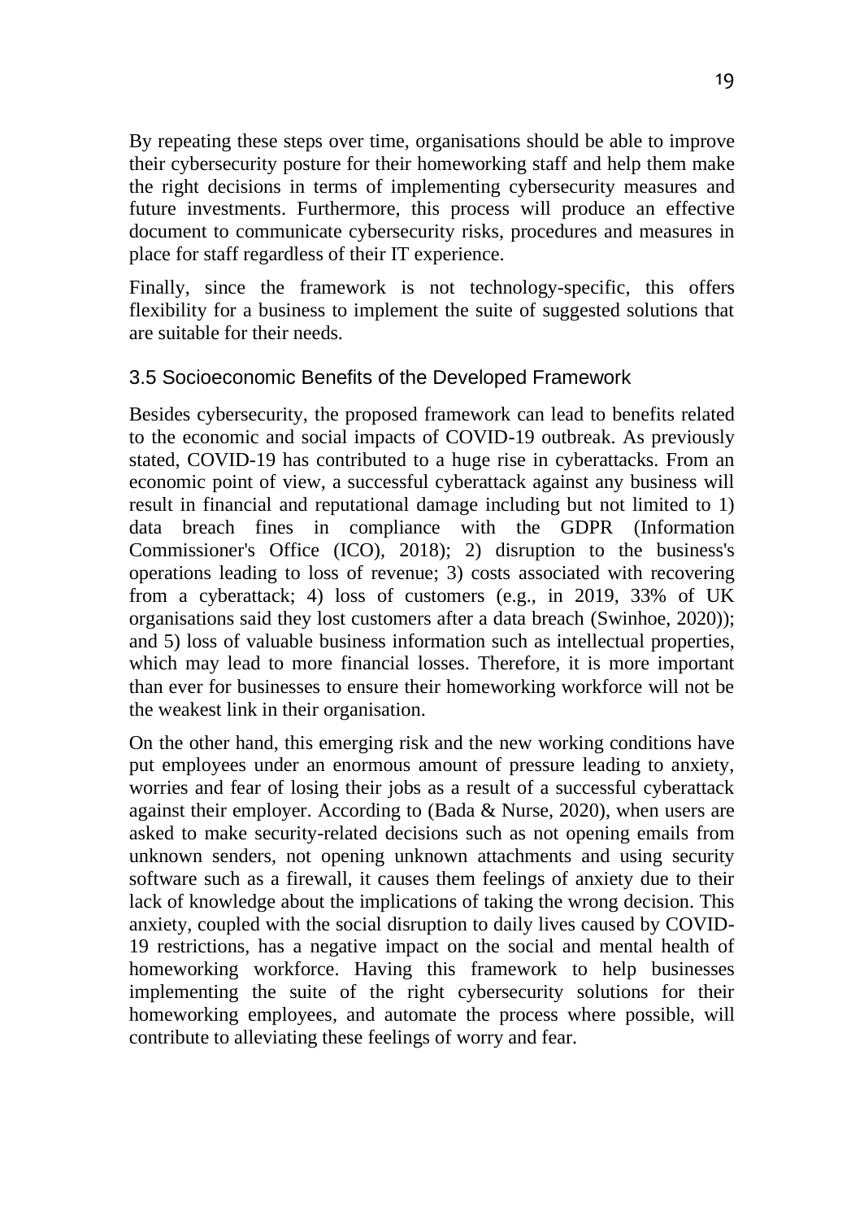By repeating these steps over time, organisations should be able to improve their cybersecurity posture for their homeworking staff and help them make the right decisions in terms of implementing cybersecurity measures and future investments. Furthermore, this process will produce an effective document to communicate cybersecurity risks, procedures and measures in place for staff regardless of their IT experience.

Finally, since the framework is not technology-specific, this offers flexibility for a business to implement the suite of suggested solutions that are suitable for their needs.

### 3.5 Socioeconomic Benefits of the Developed Framework

Besides cybersecurity, the proposed framework can lead to benefits related to the economic and social impacts of COVID-19 outbreak. As previously stated, COVID-19 has contributed to a huge rise in cyberattacks. From an economic point of view, a successful cyberattack against any business will result in financial and reputational damage including but not limited to 1) data breach fines in compliance with the GDPR (Information Commissioner's Office (ICO), 2018); 2) disruption to the business's operations leading to loss of revenue; 3) costs associated with recovering from a cyberattack; 4) loss of customers (e.g., in 2019, 33% of UK organisations said they lost customers after a data breach (Swinhoe, 2020)); and 5) loss of valuable business information such as intellectual properties, which may lead to more financial losses. Therefore, it is more important than ever for businesses to ensure their homeworking workforce will not be the weakest link in their organisation.

On the other hand, this emerging risk and the new working conditions have put employees under an enormous amount of pressure leading to anxiety, worries and fear of losing their jobs as a result of a successful cyberattack against their employer. According to (Bada & Nurse, 2020), when users are asked to make security-related decisions such as not opening emails from unknown senders, not opening unknown attachments and using security software such as a firewall, it causes them feelings of anxiety due to their lack of knowledge about the implications of taking the wrong decision. This anxiety, coupled with the social disruption to daily lives caused by COVID-19 restrictions, has a negative impact on the social and mental health of homeworking workforce. Having this framework to help businesses implementing the suite of the right cybersecurity solutions for their homeworking employees, and automate the process where possible, will contribute to alleviating these feelings of worry and fear.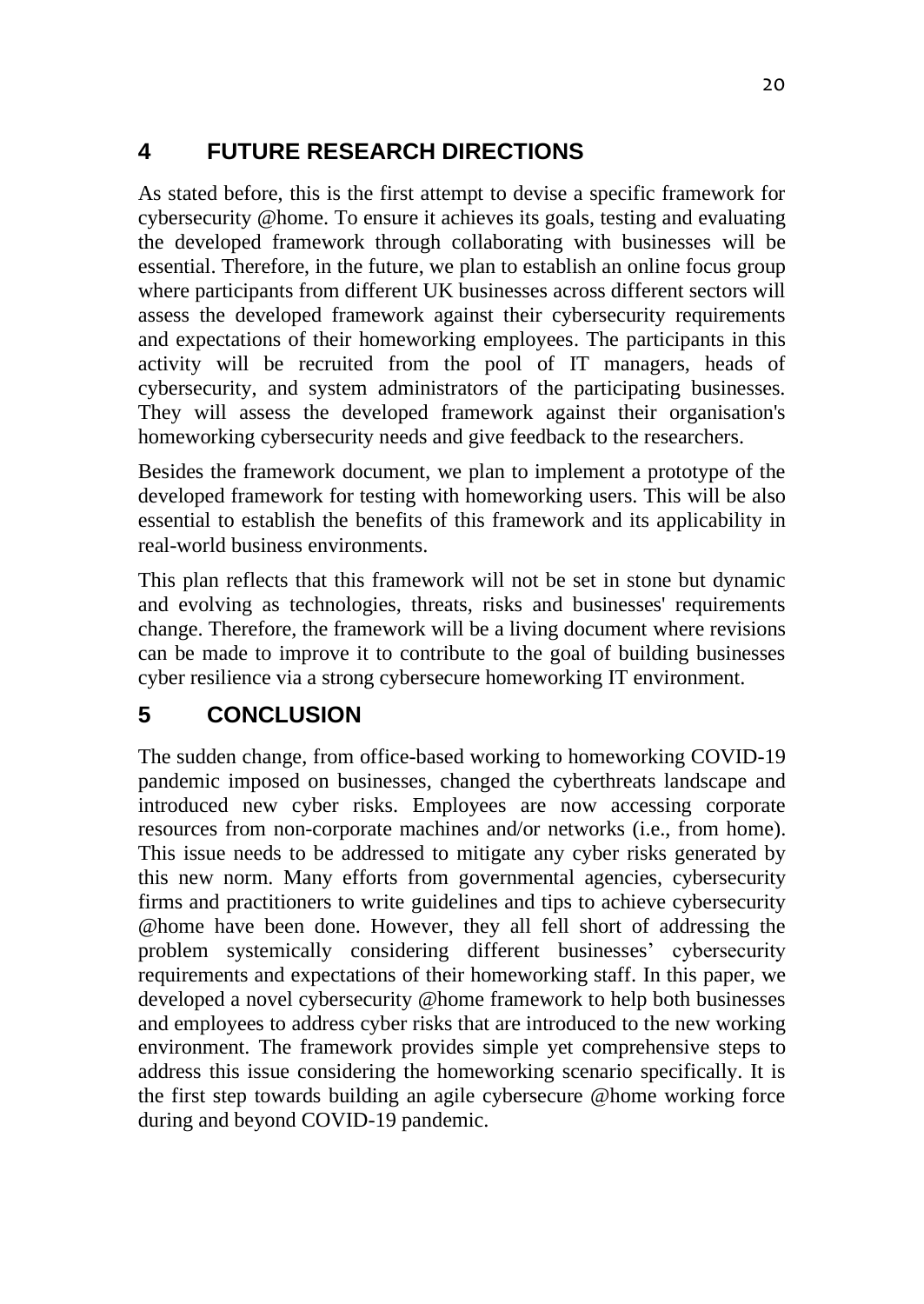## 4 FUTURE RESEARCH DIRECTIONS

As stated before, this is the first attempt to devise a specific framework for cybersecurity @home. To ensure it achieves its goals, testing and evaluating the developed framework through collaborating with businesses will be essential. Therefore, in the future, we plan to establish an online focus group where participants from different UK businesses across different sectors will assess the developed framework against their cybersecurity requirements and expectations of their homeworking employees. The participants in this activity will be recruited from the pool of IT managers, heads of cybersecurity, and system administrators of the participating businesses. They will assess the developed framework against their organisation's homeworking cybersecurity needs and give feedback to the researchers.

Besides the framework document, we plan to implement a prototype of the developed framework for testing with homeworking users. This will be also essential to establish the benefits of this framework and its applicability in real-world business environments.

This plan reflects that this framework will not be set in stone but dynamic and evolving as technologies, threats, risks and businesses' requirements change. Therefore, the framework will be a living document where revisions can be made to improve it to contribute to the goal of building businesses cyber resilience via a strong cybersecure homeworking IT environment.

## 5 CONCLUSION

The sudden change, from office-based working to homeworking COVID-19 pandemic imposed on businesses, changed the cyberthreats landscape and introduced new cyber risks. Employees are now accessing corporate resources from non-corporate machines and/or networks (i.e., from home). This issue needs to be addressed to mitigate any cyber risks generated by this new norm. Many efforts from governmental agencies, cybersecurity firms and practitioners to write guidelines and tips to achieve cybersecurity @home have been done. However, they all fell short of addressing the problem systemically considering different businesses' cybersecurity requirements and expectations of their homeworking staff. In this paper, we developed a novel cybersecurity @home framework to help both businesses and employees to address cyber risks that are introduced to the new working environment. The framework provides simple yet comprehensive steps to address this issue considering the homeworking scenario specifically. It is the first step towards building an agile cybersecure @home working force during and beyond COVID-19 pandemic.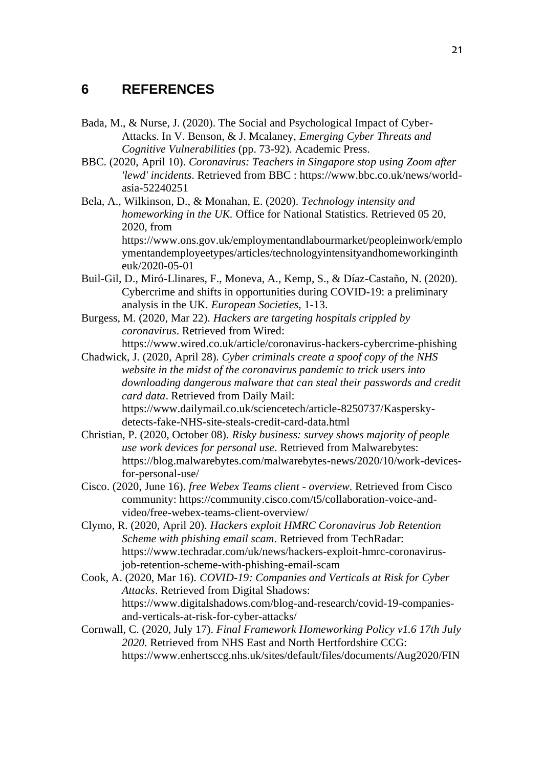# 6 REFERENCES

Bada, M., & Nurse, J. (2020). The Social and Psychological Impact of Cyber-Attacks. In V. Benson, & J. Mcalaney, *Emerging Cyber Threats and Cognitive Vulnerabilities* (pp. 73-92). Academic Press.

BBC. (2020, April 10). *Coronavirus: Teachers in Singapore stop using Zoom after 'lewd' incidents*. Retrieved from BBC : https://www.bbc.co.uk/news/world-asia-52240251

Bela, A., Wilkinson, D., & Monahan, E. (2020). *Technology intensity and homeworking in the UK.* Office for National Statistics. Retrieved 05 20, 2020, from https://www.ons.gov.uk/employmentandlabourmarket/peopleinwork/employmentandemployeetypes/articles/technologyintensityandhomeworkingintheuk/2020-05-01

Buil-Gil, D., Miró-Llinares, F., Moneva, A., Kemp, S., & Díaz-Castaño, N. (2020). Cybercrime and shifts in opportunities during COVID-19: a preliminary analysis in the UK. *European Societies*, 1-13.

Burgess, M. (2020, Mar 22). *Hackers are targeting hospitals crippled by coronavirus*. Retrieved from Wired: https://www.wired.co.uk/article/coronavirus-hackers-cybercrime-phishing

Chadwick, J. (2020, April 28). *Cyber criminals create a spoof copy of the NHS website in the midst of the coronavirus pandemic to trick users into downloading dangerous malware that can steal their passwords and credit card data*. Retrieved from Daily Mail: https://www.dailymail.co.uk/sciencetech/article-8250737/Kaspersky-detects-fake-NHS-site-steals-credit-card-data.html

Christian, P. (2020, October 08). *Risky business: survey shows majority of people use work devices for personal use*. Retrieved from Malwarebytes: https://blog.malwarebytes.com/malwarebytes-news/2020/10/work-devices-for-personal-use/

Cisco. (2020, June 16). *free Webex Teams client - overview*. Retrieved from Cisco community: https://community.cisco.com/t5/collaboration-voice-and-video/free-webex-teams-client-overview/

Clymo, R. (2020, April 20). *Hackers exploit HMRC Coronavirus Job Retention Scheme with phishing email scam*. Retrieved from TechRadar: https://www.techradar.com/uk/news/hackers-exploit-hmrc-coronavirus-job-retention-scheme-with-phishing-email-scam

Cook, A. (2020, Mar 16). *COVID-19: Companies and Verticals at Risk for Cyber Attacks*. Retrieved from Digital Shadows: https://www.digitalshadows.com/blog-and-research/covid-19-companies-and-verticals-at-risk-for-cyber-attacks/

Cornwall, C. (2020, July 17). *Final Framework Homeworking Policy v1.6 17th July 2020.* Retrieved from NHS East and North Hertfordshire CCG: https://www.enhertsccg.nhs.uk/sites/default/files/documents/Aug2020/FIN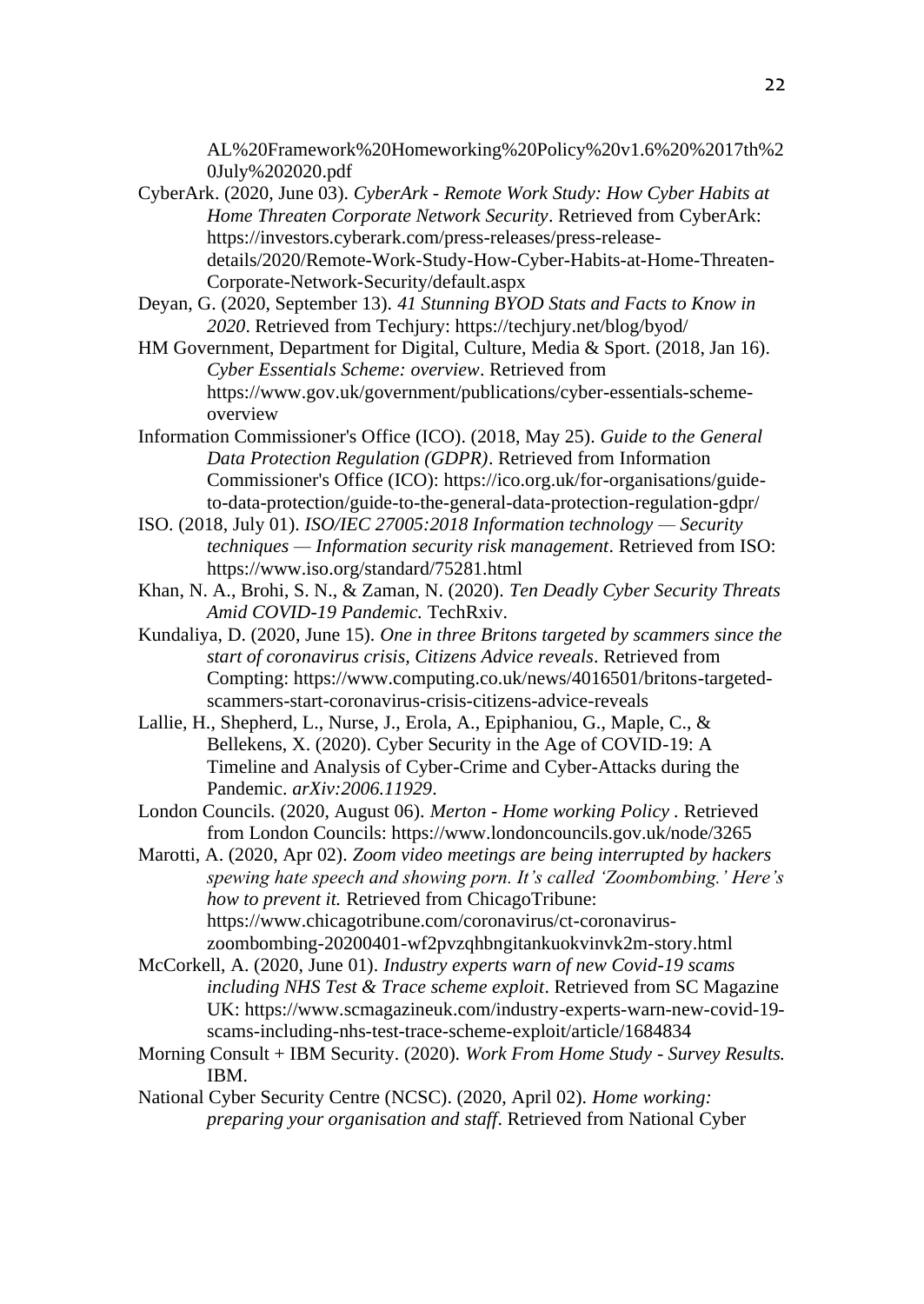AL%20Framework%20Homeworking%20Policy%20v1.6%20%2017th%20July%202020.pdf

CyberArk. (2020, June 03). *CyberArk - Remote Work Study: How Cyber Habits at Home Threaten Corporate Network Security*. Retrieved from CyberArk: https://investors.cyberark.com/press-releases/press-release-details/2020/Remote-Work-Study-How-Cyber-Habits-at-Home-Threaten-Corporate-Network-Security/default.aspx

Deyan, G. (2020, September 13). *41 Stunning BYOD Stats and Facts to Know in 2020*. Retrieved from Techjury: https://techjury.net/blog/byod/

HM Government, Department for Digital, Culture, Media & Sport. (2018, Jan 16). *Cyber Essentials Scheme: overview*. Retrieved from https://www.gov.uk/government/publications/cyber-essentials-scheme-overview

Information Commissioner's Office (ICO). (2018, May 25). *Guide to the General Data Protection Regulation (GDPR)*. Retrieved from Information Commissioner's Office (ICO): https://ico.org.uk/for-organisations/guide-to-data-protection/guide-to-the-general-data-protection-regulation-gdpr/

ISO. (2018, July 01). *ISO/IEC 27005:2018 Information technology — Security techniques — Information security risk management*. Retrieved from ISO: https://www.iso.org/standard/75281.html

Khan, N. A., Brohi, S. N., & Zaman, N. (2020). *Ten Deadly Cyber Security Threats Amid COVID-19 Pandemic.* TechRxiv.

Kundaliya, D. (2020, June 15). *One in three Britons targeted by scammers since the start of coronavirus crisis, Citizens Advice reveals*. Retrieved from Compting: https://www.computing.co.uk/news/4016501/britons-targeted-scammers-start-coronavirus-crisis-citizens-advice-reveals

Lallie, H., Shepherd, L., Nurse, J., Erola, A., Epiphaniou, G., Maple, C., & Bellekens, X. (2020). Cyber Security in the Age of COVID-19: A Timeline and Analysis of Cyber-Crime and Cyber-Attacks during the Pandemic. *arXiv:2006.11929*.

London Councils. (2020, August 06). *Merton - Home working Policy* . Retrieved from London Councils: https://www.londoncouncils.gov.uk/node/3265

Marotti, A. (2020, Apr 02). *Zoom video meetings are being interrupted by hackers spewing hate speech and showing porn. It's called 'Zoombombing.' Here's how to prevent it.* Retrieved from ChicagoTribune: https://www.chicagotribune.com/coronavirus/ct-coronavirus-zoombombing-20200401-wf2pvzqhbngitankuokvinvk2m-story.html

McCorkell, A. (2020, June 01). *Industry experts warn of new Covid-19 scams including NHS Test & Trace scheme exploit*. Retrieved from SC Magazine UK: https://www.scmagazineuk.com/industry-experts-warn-new-covid-19-scams-including-nhs-test-trace-scheme-exploit/article/1684834

Morning Consult + IBM Security. (2020). *Work From Home Study - Survey Results.* IBM.

National Cyber Security Centre (NCSC). (2020, April 02). *Home working: preparing your organisation and staff*. Retrieved from National Cyber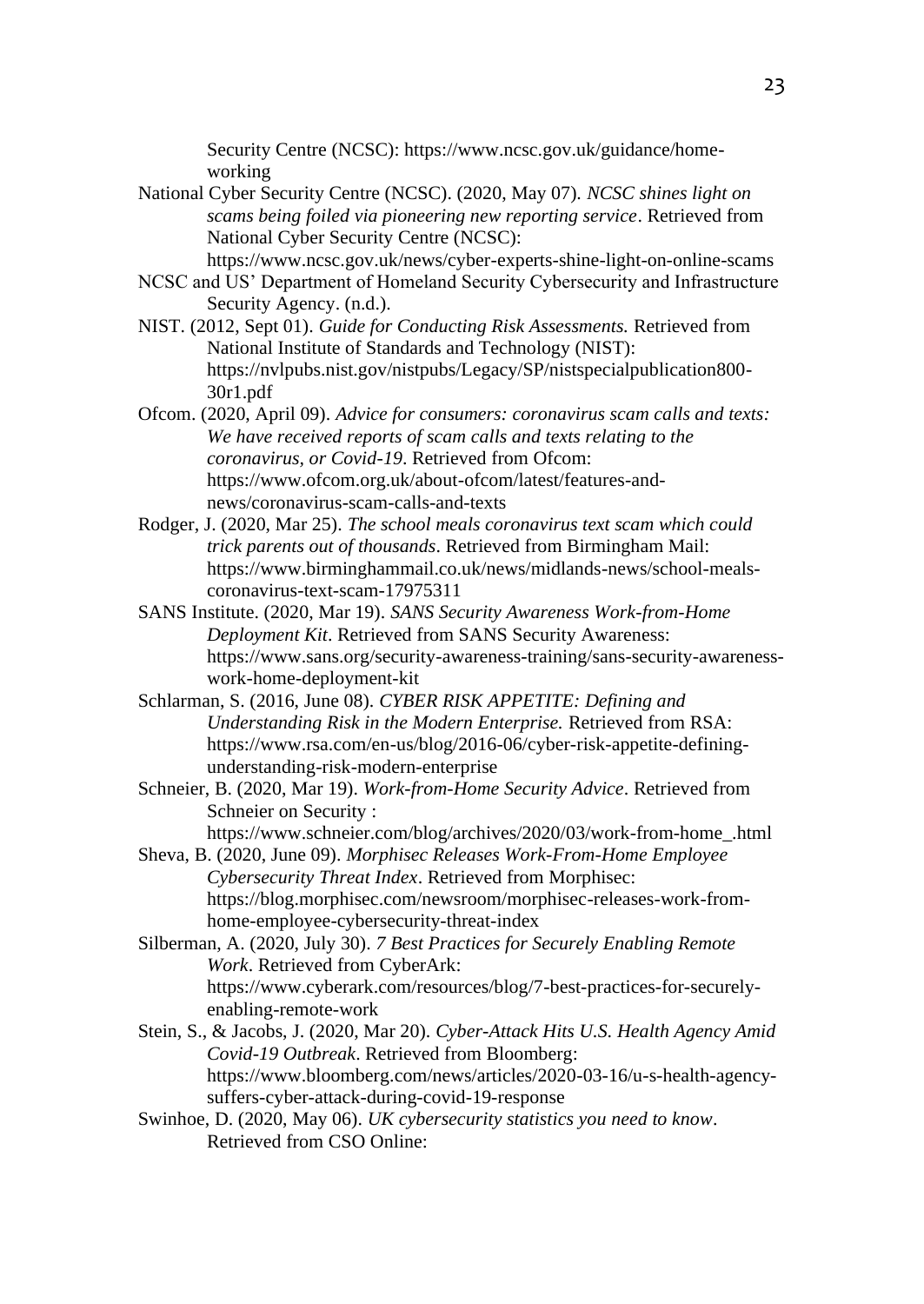Security Centre (NCSC): https://www.ncsc.gov.uk/guidance/home-working

National Cyber Security Centre (NCSC). (2020, May 07). *NCSC shines light on scams being foiled via pioneering new reporting service*. Retrieved from National Cyber Security Centre (NCSC): https://www.ncsc.gov.uk/news/cyber-experts-shine-light-on-online-scams

NCSC and US' Department of Homeland Security Cybersecurity and Infrastructure Security Agency. (n.d.).

NIST. (2012, Sept 01). *Guide for Conducting Risk Assessments.* Retrieved from National Institute of Standards and Technology (NIST): https://nvlpubs.nist.gov/nistpubs/Legacy/SP/nistspecialpublication800-30r1.pdf

Ofcom. (2020, April 09). *Advice for consumers: coronavirus scam calls and texts: We have received reports of scam calls and texts relating to the coronavirus, or Covid-19*. Retrieved from Ofcom: https://www.ofcom.org.uk/about-ofcom/latest/features-and-news/coronavirus-scam-calls-and-texts

Rodger, J. (2020, Mar 25). *The school meals coronavirus text scam which could trick parents out of thousands*. Retrieved from Birmingham Mail: https://www.birminghammail.co.uk/news/midlands-news/school-meals-coronavirus-text-scam-17975311

SANS Institute. (2020, Mar 19). *SANS Security Awareness Work-from-Home Deployment Kit*. Retrieved from SANS Security Awareness: https://www.sans.org/security-awareness-training/sans-security-awareness-work-home-deployment-kit

Schlarman, S. (2016, June 08). *CYBER RISK APPETITE: Defining and Understanding Risk in the Modern Enterprise.* Retrieved from RSA: https://www.rsa.com/en-us/blog/2016-06/cyber-risk-appetite-defining-understanding-risk-modern-enterprise

Schneier, B. (2020, Mar 19). *Work-from-Home Security Advice*. Retrieved from Schneier on Security : https://www.schneier.com/blog/archives/2020/03/work-from-home_.html

Sheva, B. (2020, June 09). *Morphisec Releases Work-From-Home Employee Cybersecurity Threat Index*. Retrieved from Morphisec: https://blog.morphisec.com/newsroom/morphisec-releases-work-from-home-employee-cybersecurity-threat-index

Silberman, A. (2020, July 30). *7 Best Practices for Securely Enabling Remote Work*. Retrieved from CyberArk: https://www.cyberark.com/resources/blog/7-best-practices-for-securely-enabling-remote-work

Stein, S., & Jacobs, J. (2020, Mar 20). *Cyber-Attack Hits U.S. Health Agency Amid Covid-19 Outbreak*. Retrieved from Bloomberg: https://www.bloomberg.com/news/articles/2020-03-16/u-s-health-agency-suffers-cyber-attack-during-covid-19-response

Swinhoe, D. (2020, May 06). *UK cybersecurity statistics you need to know*. Retrieved from CSO Online: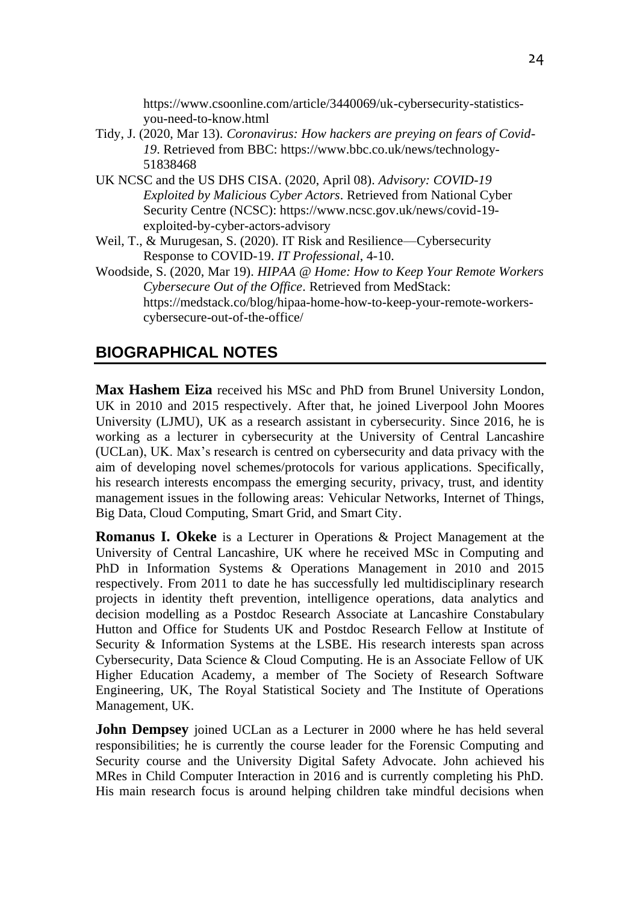https://www.csoonline.com/article/3440069/uk-cybersecurity-statistics-you-need-to-know.html

Tidy, J. (2020, Mar 13). *Coronavirus: How hackers are preying on fears of Covid-19*. Retrieved from BBC: https://www.bbc.co.uk/news/technology-51838468

UK NCSC and the US DHS CISA. (2020, April 08). *Advisory: COVID-19 Exploited by Malicious Cyber Actors*. Retrieved from National Cyber Security Centre (NCSC): https://www.ncsc.gov.uk/news/covid-19-exploited-by-cyber-actors-advisory

Weil, T., & Murugesan, S. (2020). IT Risk and Resilience—Cybersecurity Response to COVID-19. *IT Professional*, 4-10.

Woodside, S. (2020, Mar 19). *HIPAA @ Home: How to Keep Your Remote Workers Cybersecure Out of the Office*. Retrieved from MedStack: https://medstack.co/blog/hipaa-home-how-to-keep-your-remote-workers-cybersecure-out-of-the-office/

## BIOGRAPHICAL NOTES

**Max Hashem Eiza** received his MSc and PhD from Brunel University London, UK in 2010 and 2015 respectively. After that, he joined Liverpool John Moores University (LJMU), UK as a research assistant in cybersecurity. Since 2016, he is working as a lecturer in cybersecurity at the University of Central Lancashire (UCLan), UK. Max's research is centred on cybersecurity and data privacy with the aim of developing novel schemes/protocols for various applications. Specifically, his research interests encompass the emerging security, privacy, trust, and identity management issues in the following areas: Vehicular Networks, Internet of Things, Big Data, Cloud Computing, Smart Grid, and Smart City.

**Romanus I. Okeke** is a Lecturer in Operations & Project Management at the University of Central Lancashire, UK where he received MSc in Computing and PhD in Information Systems & Operations Management in 2010 and 2015 respectively. From 2011 to date he has successfully led multidisciplinary research projects in identity theft prevention, intelligence operations, data analytics and decision modelling as a Postdoc Research Associate at Lancashire Constabulary Hutton and Office for Students UK and Postdoc Research Fellow at Institute of Security & Information Systems at the LSBE. His research interests span across Cybersecurity, Data Science & Cloud Computing. He is an Associate Fellow of UK Higher Education Academy, a member of The Society of Research Software Engineering, UK, The Royal Statistical Society and The Institute of Operations Management, UK.

**John Dempsey** joined UCLan as a Lecturer in 2000 where he has held several responsibilities; he is currently the course leader for the Forensic Computing and Security course and the University Digital Safety Advocate. John achieved his MRes in Child Computer Interaction in 2016 and is currently completing his PhD. His main research focus is around helping children take mindful decisions when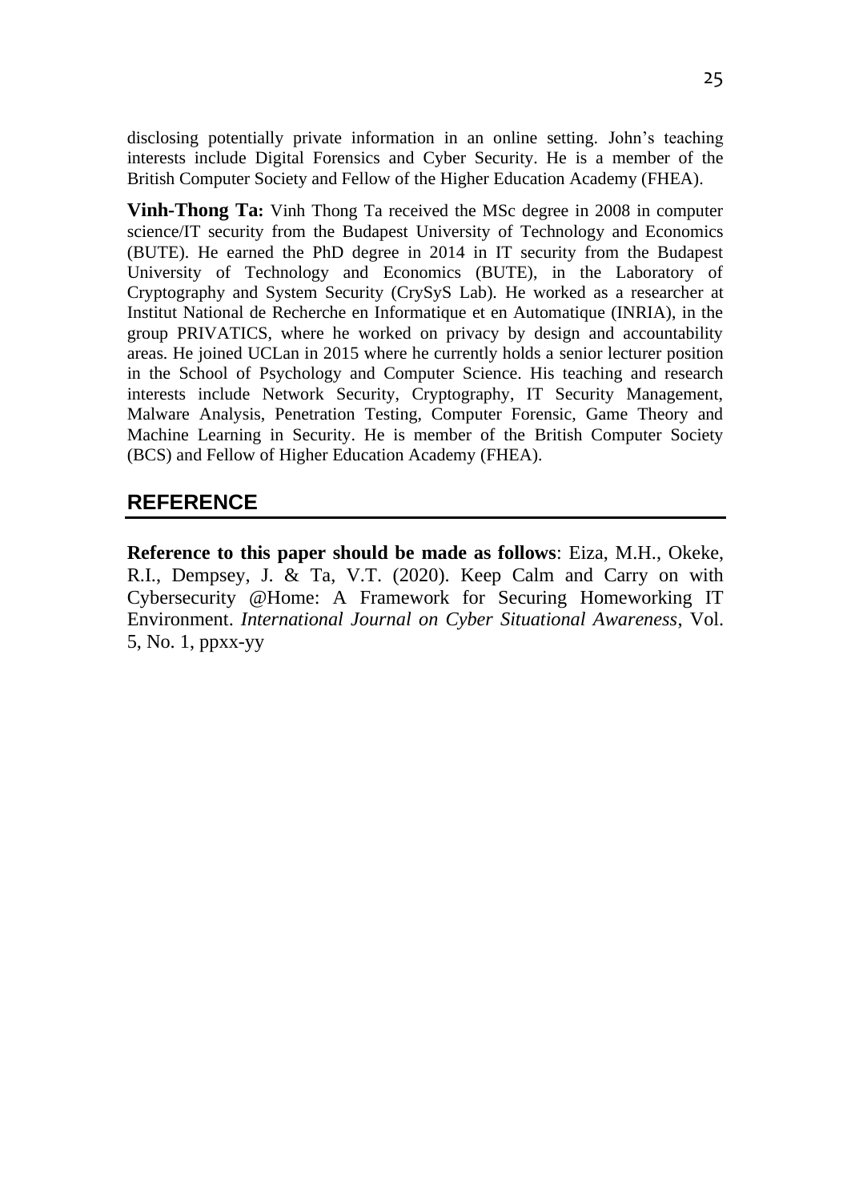disclosing potentially private information in an online setting. John's teaching interests include Digital Forensics and Cyber Security. He is a member of the British Computer Society and Fellow of the Higher Education Academy (FHEA).

**Vinh-Thong Ta:** Vinh Thong Ta received the MSc degree in 2008 in computer science/IT security from the Budapest University of Technology and Economics (BUTE). He earned the PhD degree in 2014 in IT security from the Budapest University of Technology and Economics (BUTE), in the Laboratory of Cryptography and System Security (CrySyS Lab). He worked as a researcher at Institut National de Recherche en Informatique et en Automatique (INRIA), in the group PRIVATICS, where he worked on privacy by design and accountability areas. He joined UCLan in 2015 where he currently holds a senior lecturer position in the School of Psychology and Computer Science. His teaching and research interests include Network Security, Cryptography, IT Security Management, Malware Analysis, Penetration Testing, Computer Forensic, Game Theory and Machine Learning in Security. He is member of the British Computer Society (BCS) and Fellow of Higher Education Academy (FHEA).

## REFERENCE

**Reference to this paper should be made as follows**: Eiza, M.H., Okeke, R.I., Dempsey, J. & Ta, V.T. (2020). Keep Calm and Carry on with Cybersecurity @Home: A Framework for Securing Homeworking IT Environment. *International Journal on Cyber Situational Awareness*, Vol. 5, No. 1, ppxx-yy